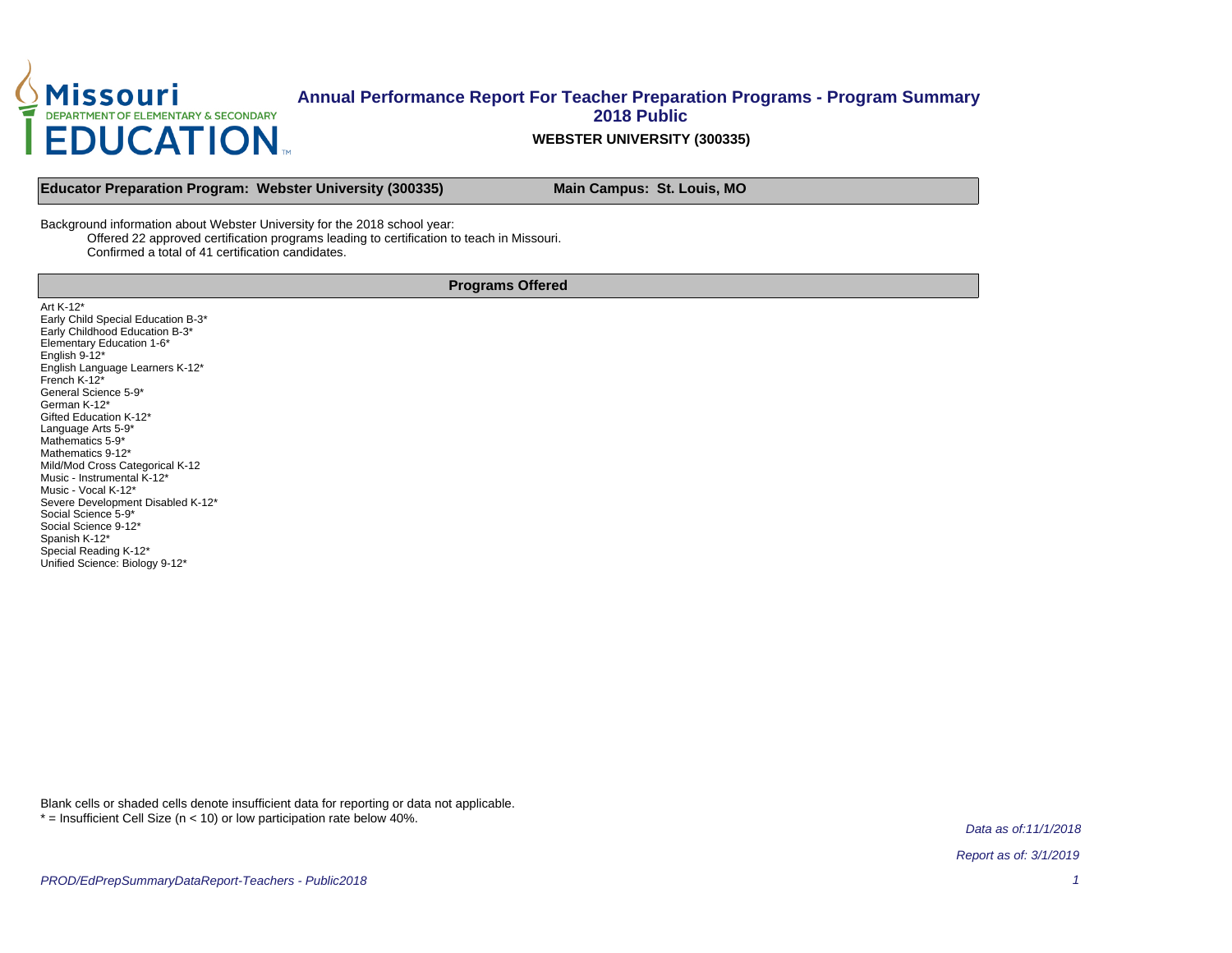# Annual Performance Report For Teacher Preparation Programs - Program Summary
## 2018 Public

**WEBSTER UNIVERSITY (300335)**

**Educator Preparation Program: Webster University (300335)** **Main Campus: St. Louis, MO**

Background information about Webster University for the 2018 school year:

Offered 22 approved certification programs leading to certification to teach in Missouri.
Confirmed a total of 41 certification candidates.

**Programs Offered**

Art K-12*
Early Child Special Education B-3*
Early Childhood Education B-3*
Elementary Education 1-6*
English 9-12*
English Language Learners K-12*
French K-12*
General Science 5-9*
German K-12*
Gifted Education K-12*
Language Arts 5-9*
Mathematics 5-9*
Mathematics 9-12*
Mild/Mod Cross Categorical K-12
Music - Instrumental K-12*
Music - Vocal K-12*
Severe Development Disabled K-12*
Social Science 5-9*
Social Science 9-12*
Spanish K-12*
Special Reading K-12*
Unified Science: Biology 9-12*

Blank cells or shaded cells denote insufficient data for reporting or data not applicable.
* = Insufficient Cell Size (n < 10) or low participation rate below 40%.

*Data as of:11/1/2018*

*Report as of: 3/1/2019*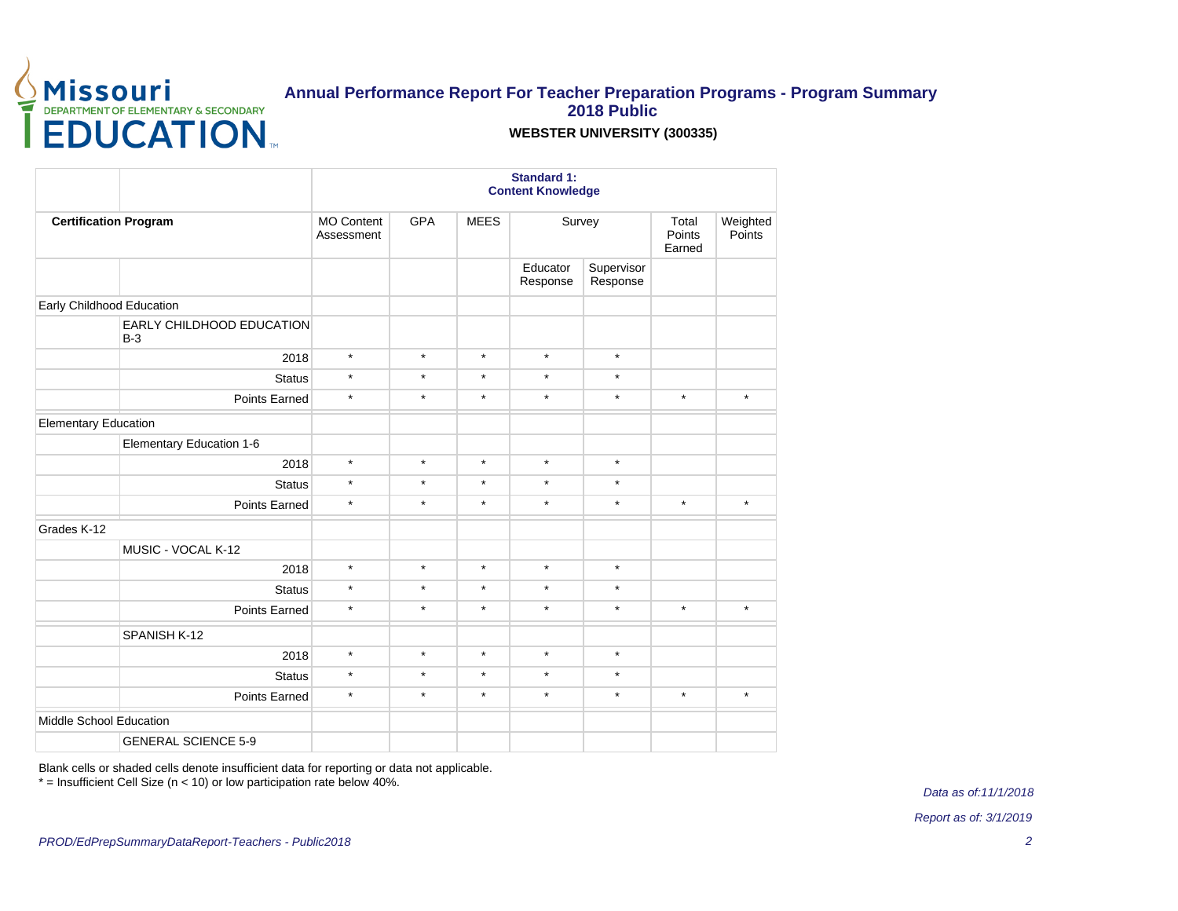# Annual Performance Report For Teacher Preparation Programs - Program Summary

## 2018 Public

### WEBSTER UNIVERSITY (300335)

| | | Standard 1: Content Knowledge | | | | | | |
|---|---|---|---|---|---|---|---|---|
| **Certification Program** | | MO Content Assessment | GPA | MEES | Survey | | Total Points Earned | Weighted Points |
| | | | | | Educator Response | Supervisor Response | | |
| Early Childhood Education | | | | | | | | |
| | EARLY CHILDHOOD EDUCATION B-3 | | | | | | | |
| | 2018 | * | * | * | * | * | | |
| | Status | * | * | * | * | * | | |
| | Points Earned | * | * | * | * | * | * | * |
| Elementary Education | | | | | | | | |
| | Elementary Education 1-6 | | | | | | | |
| | 2018 | * | * | * | * | * | | |
| | Status | * | * | * | * | * | | |
| | Points Earned | * | * | * | * | * | * | * |
| Grades K-12 | | | | | | | | |
| | MUSIC - VOCAL K-12 | | | | | | | |
| | 2018 | * | * | * | * | * | | |
| | Status | * | * | * | * | * | | |
| | Points Earned | * | * | * | * | * | * | * |
| | SPANISH K-12 | | | | | | | |
| | 2018 | * | * | * | * | * | | |
| | Status | * | * | * | * | * | | |
| | Points Earned | * | * | * | * | * | * | * |
| Middle School Education | | | | | | | | |
| | GENERAL SCIENCE 5-9 | | | | | | | |

Blank cells or shaded cells denote insufficient data for reporting or data not applicable.
* = Insufficient Cell Size (n < 10) or low participation rate below 40%.

*Data as of:11/1/2018*

*Report as of: 3/1/2019*

*PROD/EdPrepSummaryDataReport-Teachers - Public2018*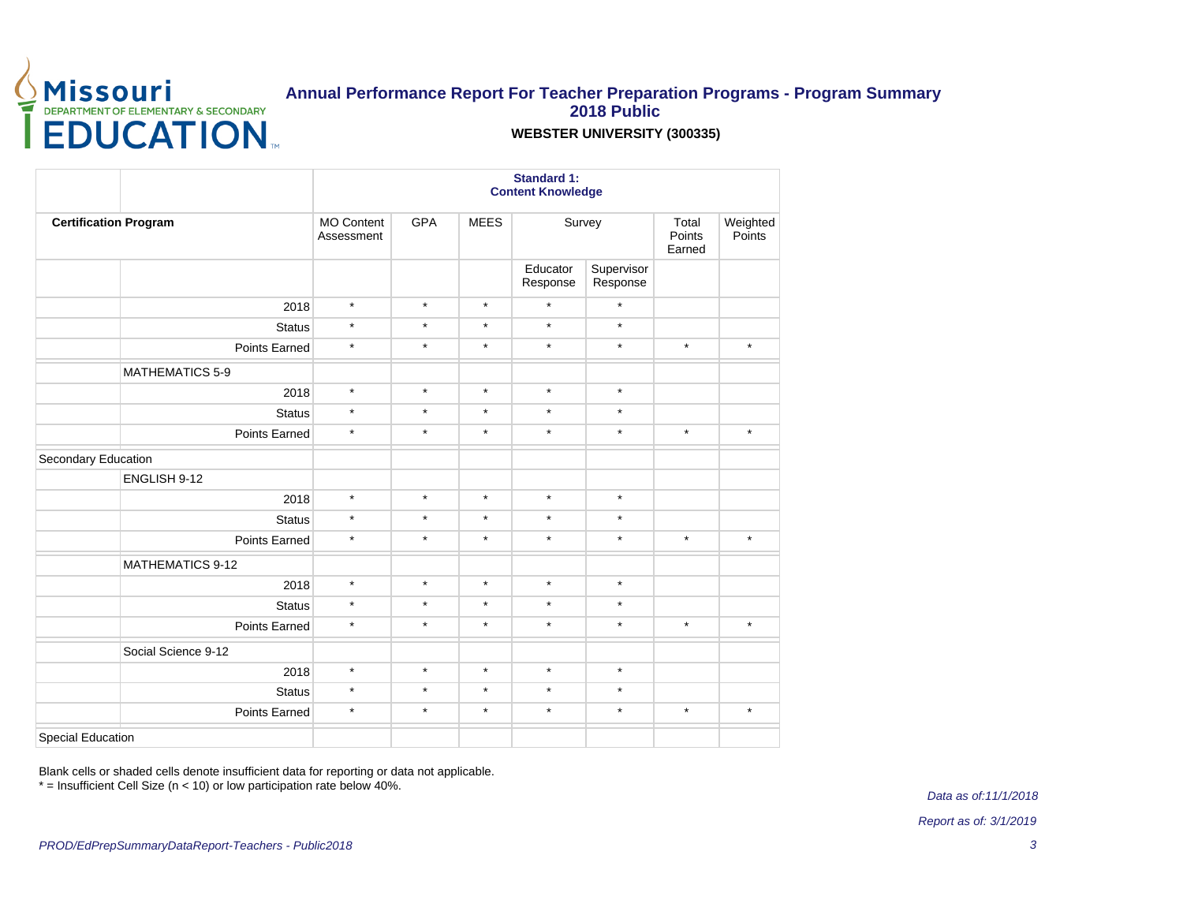## Annual Performance Report For Teacher Preparation Programs - Program Summary
### 2018 Public
**WEBSTER UNIVERSITY (300335)**

| | | Standard 1: Content Knowledge | | | | | | |
|---|---|---|---|---|---|---|---|---|
| **Certification Program** | | MO Content Assessment | GPA | MEES | Survey | | Total Points Earned | Weighted Points |
| | | | | | Educator Response | Supervisor Response | | |
| | 2018 | * | * | * | * | * | | |
| | Status | * | * | * | * | * | | |
| | Points Earned | * | * | * | * | * | * | * |
| | MATHEMATICS 5-9 | | | | | | | |
| | 2018 | * | * | * | * | * | | |
| | Status | * | * | * | * | * | | |
| | Points Earned | * | * | * | * | * | * | * |
| Secondary Education | | | | | | | | |
| | ENGLISH 9-12 | | | | | | | |
| | 2018 | * | * | * | * | * | | |
| | Status | * | * | * | * | * | | |
| | Points Earned | * | * | * | * | * | * | * |
| | MATHEMATICS 9-12 | | | | | | | |
| | 2018 | * | * | * | * | * | | |
| | Status | * | * | * | * | * | | |
| | Points Earned | * | * | * | * | * | * | * |
| | Social Science 9-12 | | | | | | | |
| | 2018 | * | * | * | * | * | | |
| | Status | * | * | * | * | * | | |
| | Points Earned | * | * | * | * | * | * | * |
| Special Education | | | | | | | | |

Blank cells or shaded cells denote insufficient data for reporting or data not applicable.
* = Insufficient Cell Size (n < 10) or low participation rate below 40%.

*Data as of:11/1/2018*

*Report as of: 3/1/2019*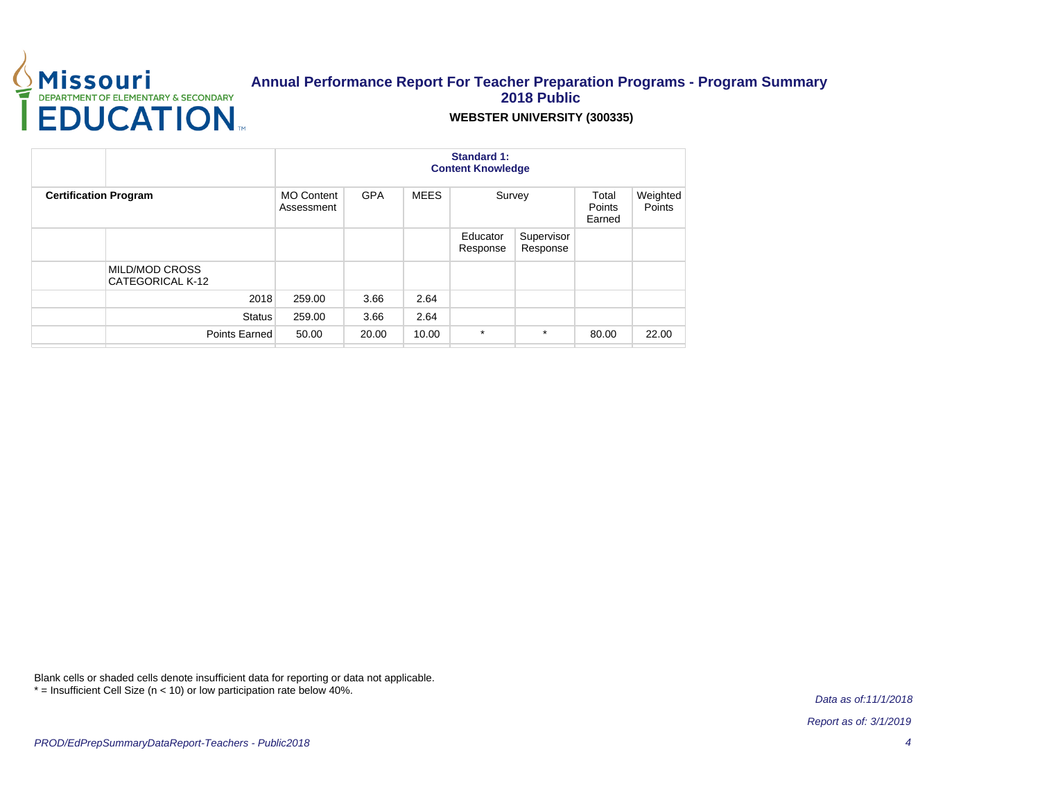**Annual Performance Report For Teacher Preparation Programs - Program Summary**
**2018 Public**

**WEBSTER UNIVERSITY (300335)**

| | | Standard 1: Content Knowledge | | | | | | |
|---|---|---|---|---|---|---|---|---|
| **Certification Program** | | MO Content Assessment | GPA | MEES | Survey | | Total Points Earned | Weighted Points |
| | | | | | Educator Response | Supervisor Response | | |
| | MILD/MOD CROSS CATEGORICAL K-12 | | | | | | | |
| | 2018 | 259.00 | 3.66 | 2.64 | | | | |
| | Status | 259.00 | 3.66 | 2.64 | | | | |
| | Points Earned | 50.00 | 20.00 | 10.00 | * | * | 80.00 | 22.00 |

Blank cells or shaded cells denote insufficient data for reporting or data not applicable.
* = Insufficient Cell Size (n < 10) or low participation rate below 40%.

*Data as of:11/1/2018*

*Report as of: 3/1/2019*

*PROD/EdPrepSummaryDataReport-Teachers - Public2018*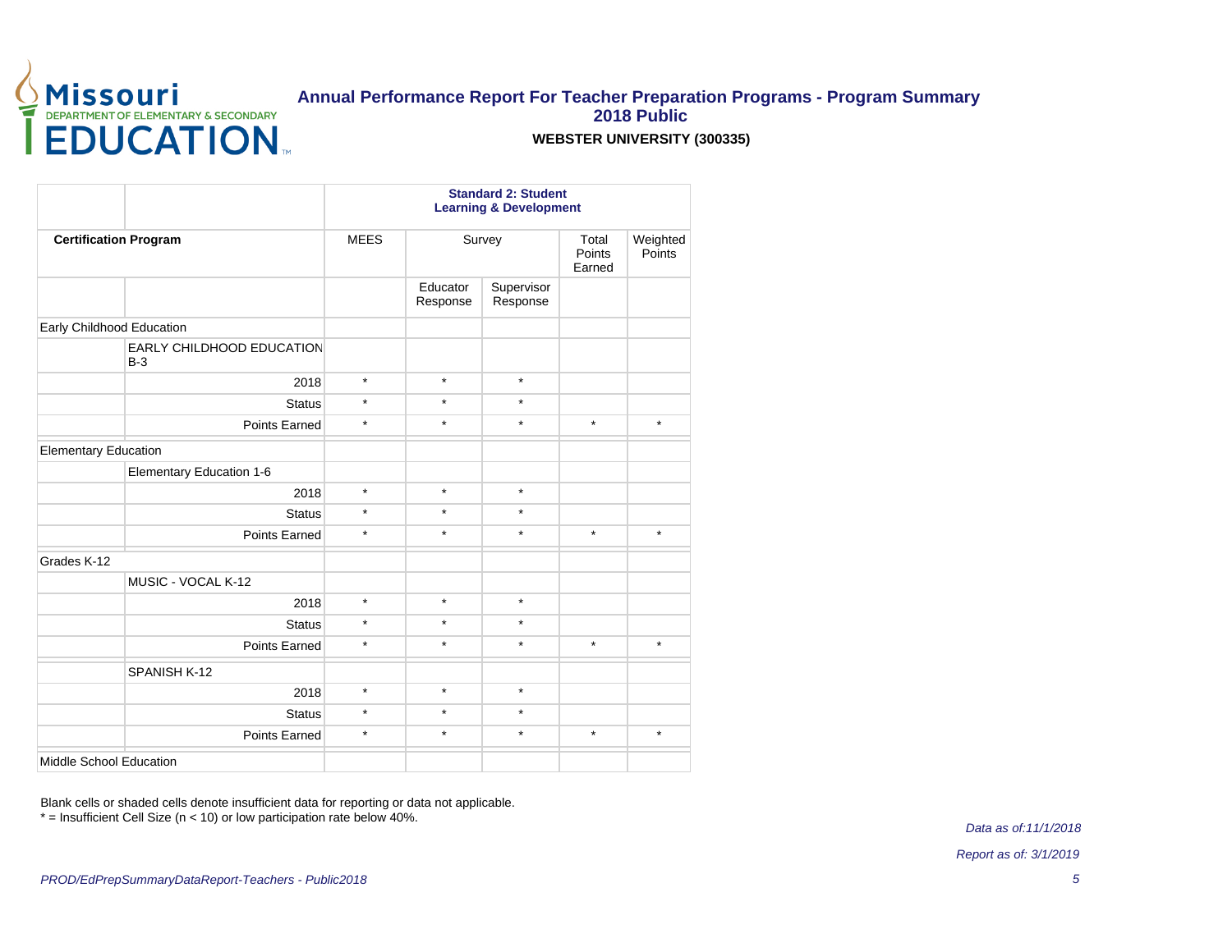# Annual Performance Report For Teacher Preparation Programs - Program Summary
## 2018 Public

**WEBSTER UNIVERSITY (300335)**

| | | **Standard 2: Student Learning & Development** | | | | |
|---|---|---|---|---|---|---|
| **Certification Program** | | MEES | Survey | | Total Points Earned | Weighted Points |
| | | | Educator Response | Supervisor Response | | |
| Early Childhood Education | | | | | | |
| | EARLY CHILDHOOD EDUCATION B-3 | | | | | |
| | 2018 | * | * | * | | |
| | Status | * | * | * | | |
| | Points Earned | * | * | * | * | * |
| Elementary Education | | | | | | |
| | Elementary Education 1-6 | | | | | |
| | 2018 | * | * | * | | |
| | Status | * | * | * | | |
| | Points Earned | * | * | * | * | * |
| Grades K-12 | | | | | | |
| | MUSIC - VOCAL K-12 | | | | | |
| | 2018 | * | * | * | | |
| | Status | * | * | * | | |
| | Points Earned | * | * | * | * | * |
| | SPANISH K-12 | | | | | |
| | 2018 | * | * | * | | |
| | Status | * | * | * | | |
| | Points Earned | * | * | * | * | * |
| Middle School Education | | | | | | |

Blank cells or shaded cells denote insufficient data for reporting or data not applicable.
* = Insufficient Cell Size (n < 10) or low participation rate below 40%.

*Data as of:11/1/2018*

*Report as of: 3/1/2019*

*PROD/EdPrepSummaryDataReport-Teachers - Public2018*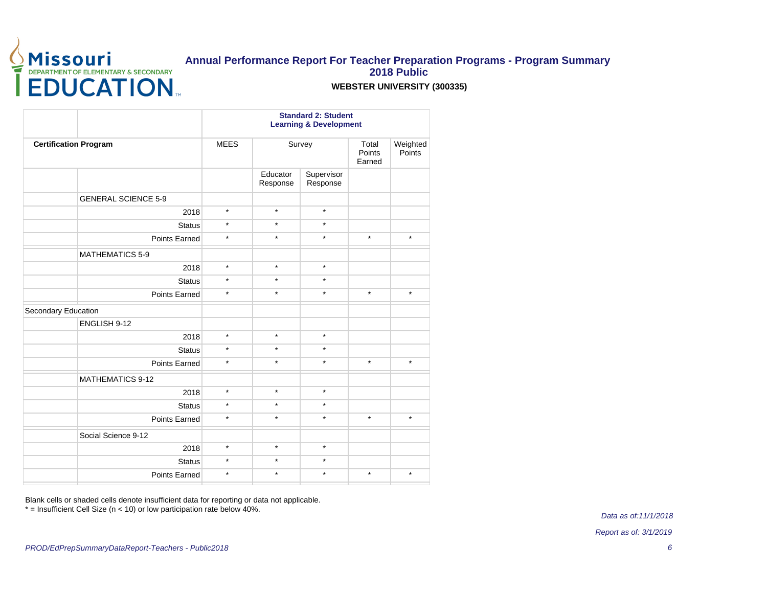## Annual Performance Report For Teacher Preparation Programs - Program Summary
## 2018 Public

**WEBSTER UNIVERSITY (300335)**

| | | Standard 2: Student Learning & Development | | | | |
|---|---|---|---|---|---|---|
| **Certification Program** | | MEES | Survey | | Total Points Earned | Weighted Points |
| | | | Educator Response | Supervisor Response | | |
| | GENERAL SCIENCE 5-9 | | | | | |
| | 2018 | * | * | * | | |
| | Status | * | * | * | | |
| | Points Earned | * | * | * | * | * |
| | MATHEMATICS 5-9 | | | | | |
| | 2018 | * | * | * | | |
| | Status | * | * | * | | |
| | Points Earned | * | * | * | * | * |
| Secondary Education | | | | | | |
| | ENGLISH 9-12 | | | | | |
| | 2018 | * | * | * | | |
| | Status | * | * | * | | |
| | Points Earned | * | * | * | * | * |
| | MATHEMATICS 9-12 | | | | | |
| | 2018 | * | * | * | | |
| | Status | * | * | * | | |
| | Points Earned | * | * | * | * | * |
| | Social Science 9-12 | | | | | |
| | 2018 | * | * | * | | |
| | Status | * | * | * | | |
| | Points Earned | * | * | * | * | * |

Blank cells or shaded cells denote insufficient data for reporting or data not applicable.
* = Insufficient Cell Size (n < 10) or low participation rate below 40%.

*Data as of:11/1/2018*

*Report as of: 3/1/2019*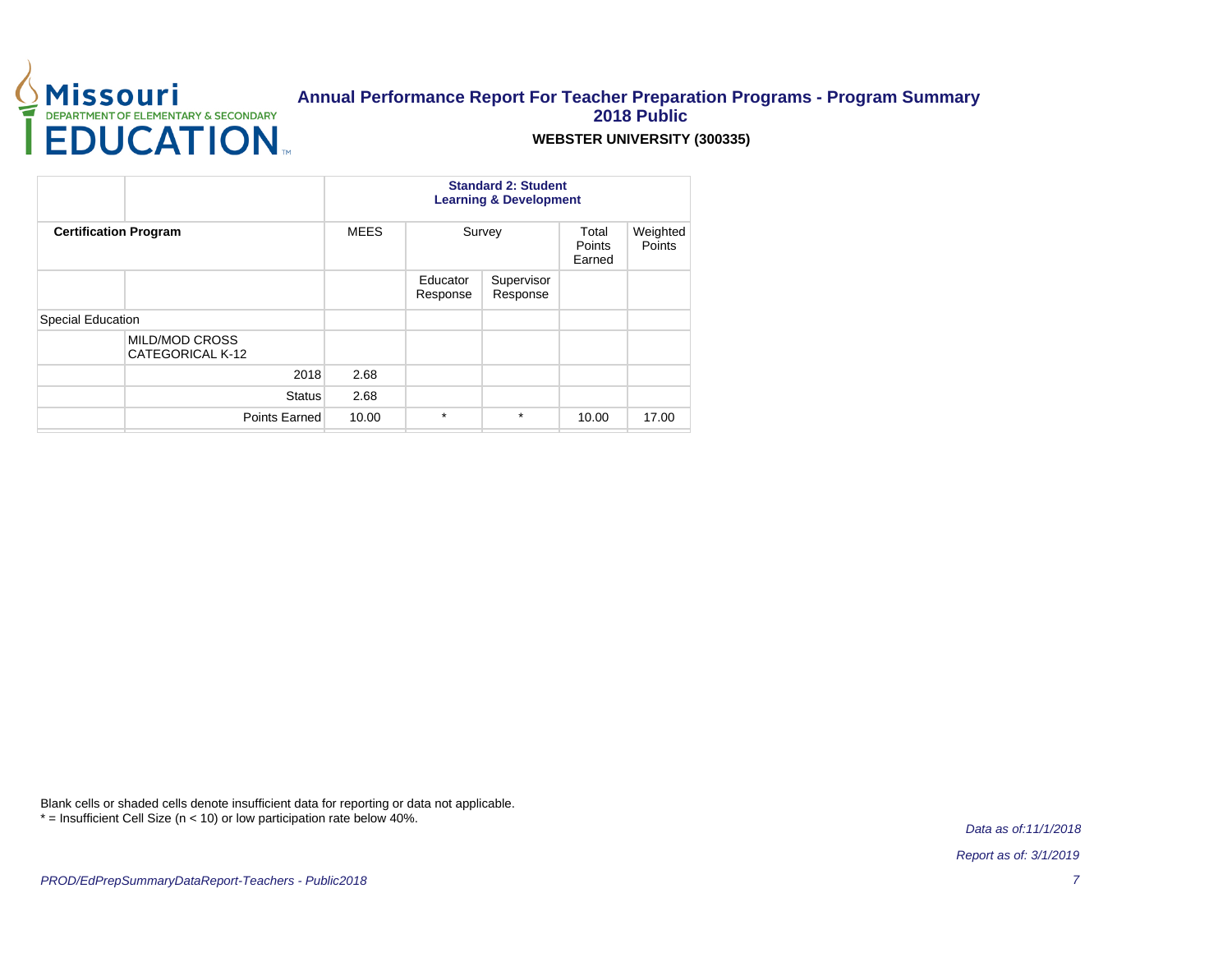# Annual Performance Report For Teacher Preparation Programs - Program Summary
## 2018 Public
### WEBSTER UNIVERSITY (300335)

| | | Standard 2: Student Learning & Development | | | | |
|---|---|---|---|---|---|---|
| **Certification Program** | | MEES | Survey | | Total Points Earned | Weighted Points |
| | | | Educator Response | Supervisor Response | | |
| Special Education | | | | | | |
| | MILD/MOD CROSS CATEGORICAL K-12 | | | | | |
| | 2018 | 2.68 | | | | |
| | Status | 2.68 | | | | |
| | Points Earned | 10.00 | * | * | 10.00 | 17.00 |

Blank cells or shaded cells denote insufficient data for reporting or data not applicable.
* = Insufficient Cell Size (n < 10) or low participation rate below 40%.

*Data as of:11/1/2018*

*Report as of: 3/1/2019*

*PROD/EdPrepSummaryDataReport-Teachers - Public2018*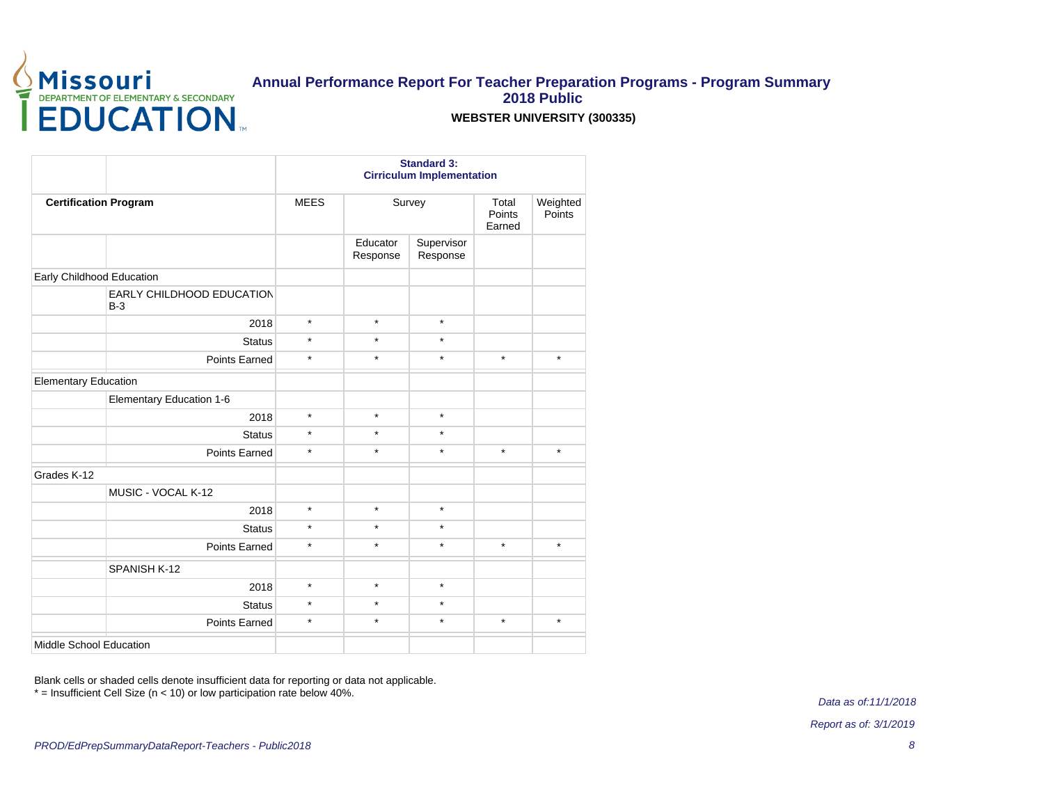# Annual Performance Report For Teacher Preparation Programs - Program Summary

## 2018 Public

**WEBSTER UNIVERSITY (300335)**

| | | **Standard 3: Cirriculum Implementation** | | | | |
|---|---|---|---|---|---|---|
| **Certification Program** | | MEES | Survey | | Total Points Earned | Weighted Points |
| | | | Educator Response | Supervisor Response | | |
| Early Childhood Education | | | | | | |
| | EARLY CHILDHOOD EDUCATION B-3 | | | | | |
| | 2018 | * | * | * | | |
| | Status | * | * | * | | |
| | Points Earned | * | * | * | * | * |
| Elementary Education | | | | | | |
| | Elementary Education 1-6 | | | | | |
| | 2018 | * | * | * | | |
| | Status | * | * | * | | |
| | Points Earned | * | * | * | * | * |
| Grades K-12 | | | | | | |
| | MUSIC - VOCAL K-12 | | | | | |
| | 2018 | * | * | * | | |
| | Status | * | * | * | | |
| | Points Earned | * | * | * | * | * |
| | SPANISH K-12 | | | | | |
| | 2018 | * | * | * | | |
| | Status | * | * | * | | |
| | Points Earned | * | * | * | * | * |
| Middle School Education | | | | | | |

Blank cells or shaded cells denote insufficient data for reporting or data not applicable.
* = Insufficient Cell Size (n < 10) or low participation rate below 40%.

*Data as of:11/1/2018*

*Report as of: 3/1/2019*

*PROD/EdPrepSummaryDataReport-Teachers - Public2018*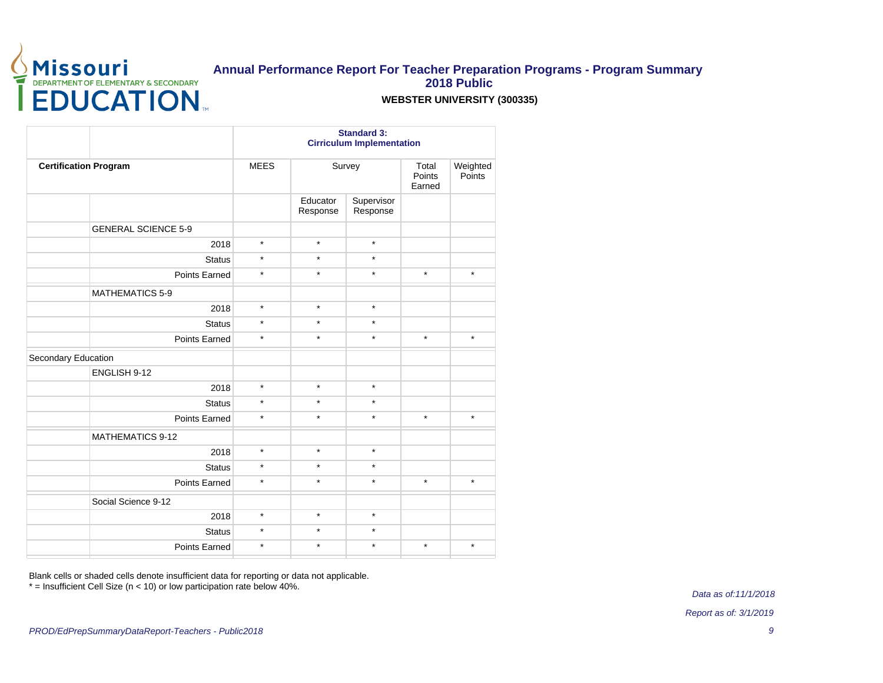# Annual Performance Report For Teacher Preparation Programs - Program Summary
## 2018 Public
### WEBSTER UNIVERSITY (300335)

| | | Standard 3: Cirriculum Implementation | | | | |
|---|---|---|---|---|---|---|
| **Certification Program** | | MEES | Survey | | Total Points Earned | Weighted Points |
| | | | Educator Response | Supervisor Response | | |
| | GENERAL SCIENCE 5-9 | | | | | |
| | 2018 | * | * | * | | |
| | Status | * | * | * | | |
| | Points Earned | * | * | * | * | * |
| | MATHEMATICS 5-9 | | | | | |
| | 2018 | * | * | * | | |
| | Status | * | * | * | | |
| | Points Earned | * | * | * | * | * |
| Secondary Education | | | | | | |
| | ENGLISH 9-12 | | | | | |
| | 2018 | * | * | * | | |
| | Status | * | * | * | | |
| | Points Earned | * | * | * | * | * |
| | MATHEMATICS 9-12 | | | | | |
| | 2018 | * | * | * | | |
| | Status | * | * | * | | |
| | Points Earned | * | * | * | * | * |
| | Social Science 9-12 | | | | | |
| | 2018 | * | * | * | | |
| | Status | * | * | * | | |
| | Points Earned | * | * | * | * | * |

Blank cells or shaded cells denote insufficient data for reporting or data not applicable.
* = Insufficient Cell Size (n < 10) or low participation rate below 40%.

*Data as of:11/1/2018*

*Report as of: 3/1/2019*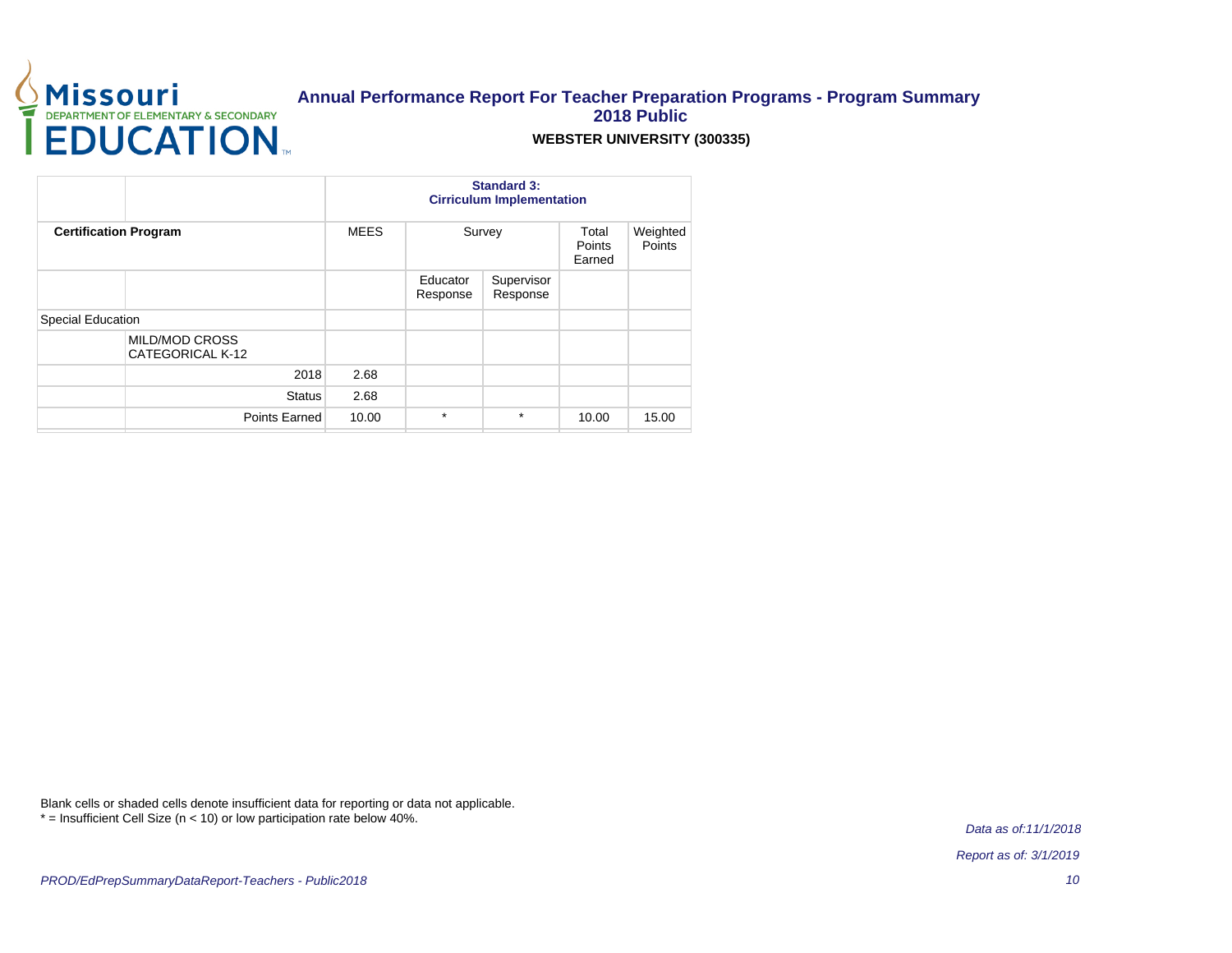# Annual Performance Report For Teacher Preparation Programs - Program Summary
## 2018 Public
### WEBSTER UNIVERSITY (300335)

| | | Standard 3: Cirriculum Implementation | | | | |
|---|---|---|---|---|---|---|
| **Certification Program** | | MEES | Survey | | Total Points Earned | Weighted Points |
| | | | Educator Response | Supervisor Response | | |
| Special Education | | | | | | |
| | MILD/MOD CROSS CATEGORICAL K-12 | | | | | |
| | 2018 | 2.68 | | | | |
| | Status | 2.68 | | | | |
| | Points Earned | 10.00 | * | * | 10.00 | 15.00 |

Blank cells or shaded cells denote insufficient data for reporting or data not applicable.
* = Insufficient Cell Size (n < 10) or low participation rate below 40%.

*Data as of:11/1/2018*

*Report as of: 3/1/2019*

*PROD/EdPrepSummaryDataReport-Teachers - Public2018*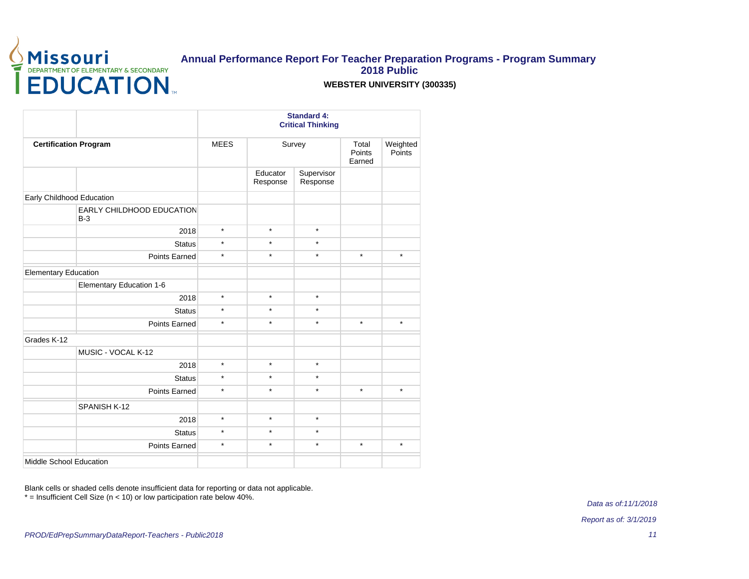# Annual Performance Report For Teacher Preparation Programs - Program Summary

## 2018 Public

### WEBSTER UNIVERSITY (300335)

| | | Standard 4: Critical Thinking | | | | |
|---|---|---|---|---|---|---|
| **Certification Program** | | MEES | Survey | | Total Points Earned | Weighted Points |
| | | | Educator Response | Supervisor Response | | |
| Early Childhood Education | | | | | | |
| | EARLY CHILDHOOD EDUCATION B-3 | | | | | |
| | 2018 | * | * | * | | |
| | Status | * | * | * | | |
| | Points Earned | * | * | * | * | * |
| Elementary Education | | | | | | |
| | Elementary Education 1-6 | | | | | |
| | 2018 | * | * | * | | |
| | Status | * | * | * | | |
| | Points Earned | * | * | * | * | * |
| Grades K-12 | | | | | | |
| | MUSIC - VOCAL K-12 | | | | | |
| | 2018 | * | * | * | | |
| | Status | * | * | * | | |
| | Points Earned | * | * | * | * | * |
| | SPANISH K-12 | | | | | |
| | 2018 | * | * | * | | |
| | Status | * | * | * | | |
| | Points Earned | * | * | * | * | * |
| Middle School Education | | | | | | |

Blank cells or shaded cells denote insufficient data for reporting or data not applicable.
* = Insufficient Cell Size (n < 10) or low participation rate below 40%.

*Data as of:11/1/2018*

*Report as of: 3/1/2019*

*PROD/EdPrepSummaryDataReport-Teachers - Public2018*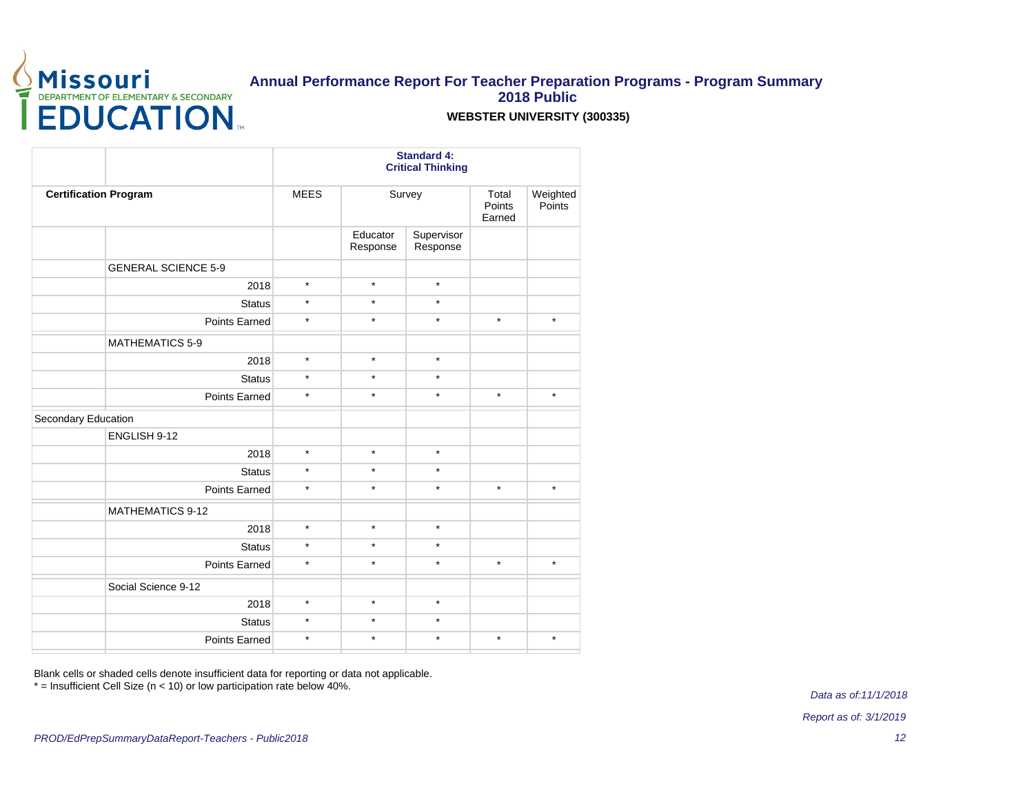# Annual Performance Report For Teacher Preparation Programs - Program Summary 2018 Public

**WEBSTER UNIVERSITY (300335)**

| | | Standard 4: Critical Thinking | | | | |
|---|---|---|---|---|---|---|
| **Certification Program** | | MEES | Survey | | Total Points Earned | Weighted Points |
| | | | Educator Response | Supervisor Response | | |
| | GENERAL SCIENCE 5-9 | | | | | |
| | 2018 | * | * | * | | |
| | Status | * | * | * | | |
| | Points Earned | * | * | * | * | * |
| | MATHEMATICS 5-9 | | | | | |
| | 2018 | * | * | * | | |
| | Status | * | * | * | | |
| | Points Earned | * | * | * | * | * |
| Secondary Education | | | | | | |
| | ENGLISH 9-12 | | | | | |
| | 2018 | * | * | * | | |
| | Status | * | * | * | | |
| | Points Earned | * | * | * | * | * |
| | MATHEMATICS 9-12 | | | | | |
| | 2018 | * | * | * | | |
| | Status | * | * | * | | |
| | Points Earned | * | * | * | * | * |
| | Social Science 9-12 | | | | | |
| | 2018 | * | * | * | | |
| | Status | * | * | * | | |
| | Points Earned | * | * | * | * | * |

Blank cells or shaded cells denote insufficient data for reporting or data not applicable.
* = Insufficient Cell Size (n < 10) or low participation rate below 40%.

*Data as of:11/1/2018*

*Report as of: 3/1/2019*

*PROD/EdPrepSummaryDataReport-Teachers - Public2018*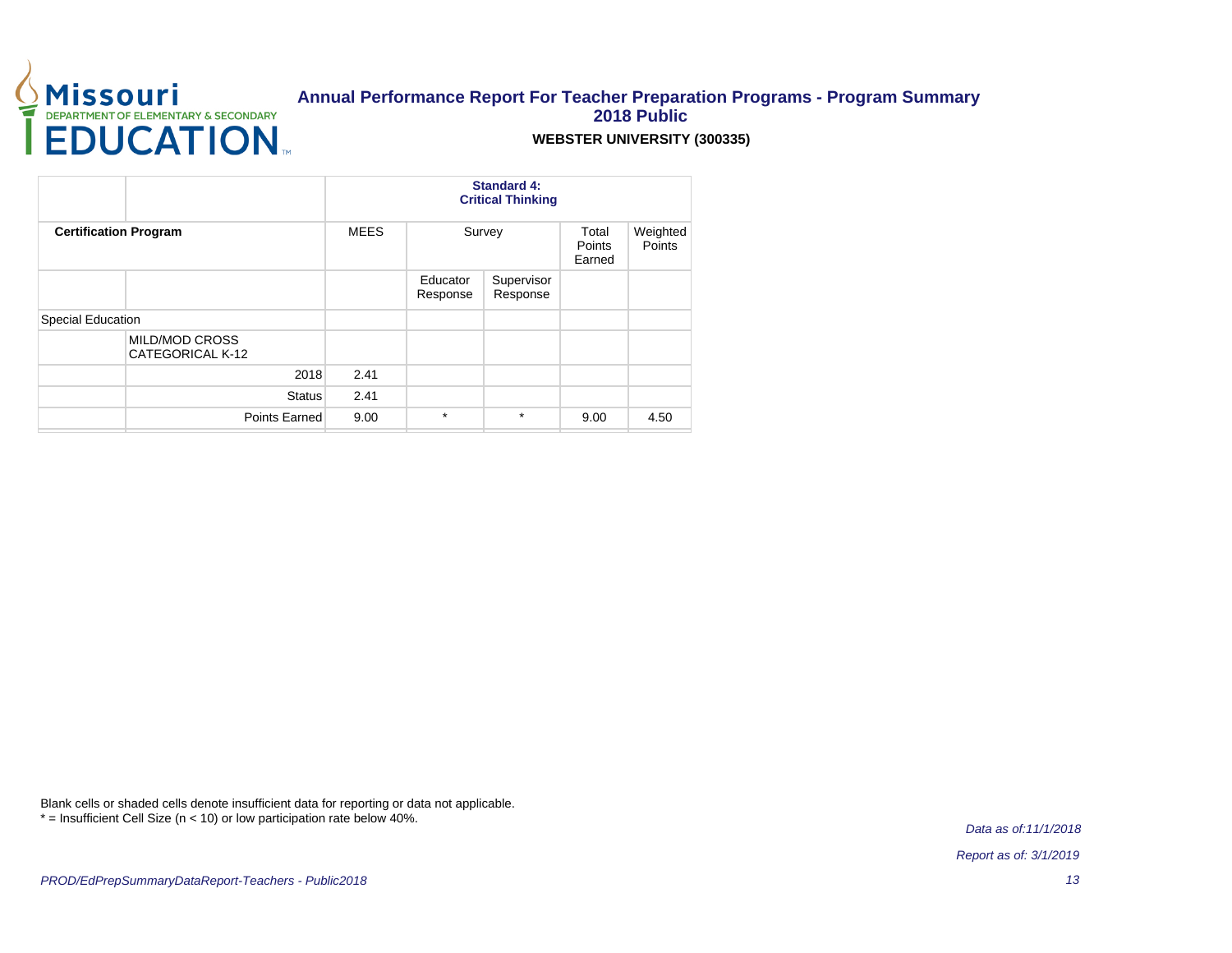# Annual Performance Report For Teacher Preparation Programs - Program Summary 2018 Public

**WEBSTER UNIVERSITY (300335)**

| | | Standard 4: Critical Thinking | | | | |
|---|---|---|---|---|---|---|
| **Certification Program** | | MEES | Survey | | Total Points Earned | Weighted Points |
| | | | Educator Response | Supervisor Response | | |
| Special Education | | | | | | |
| | MILD/MOD CROSS CATEGORICAL K-12 | | | | | |
| | 2018 | 2.41 | | | | |
| | Status | 2.41 | | | | |
| | Points Earned | 9.00 | * | * | 9.00 | 4.50 |

Blank cells or shaded cells denote insufficient data for reporting or data not applicable.
* = Insufficient Cell Size (n < 10) or low participation rate below 40%.

*Data as of:11/1/2018*

*Report as of: 3/1/2019*

*PROD/EdPrepSummaryDataReport-Teachers - Public2018*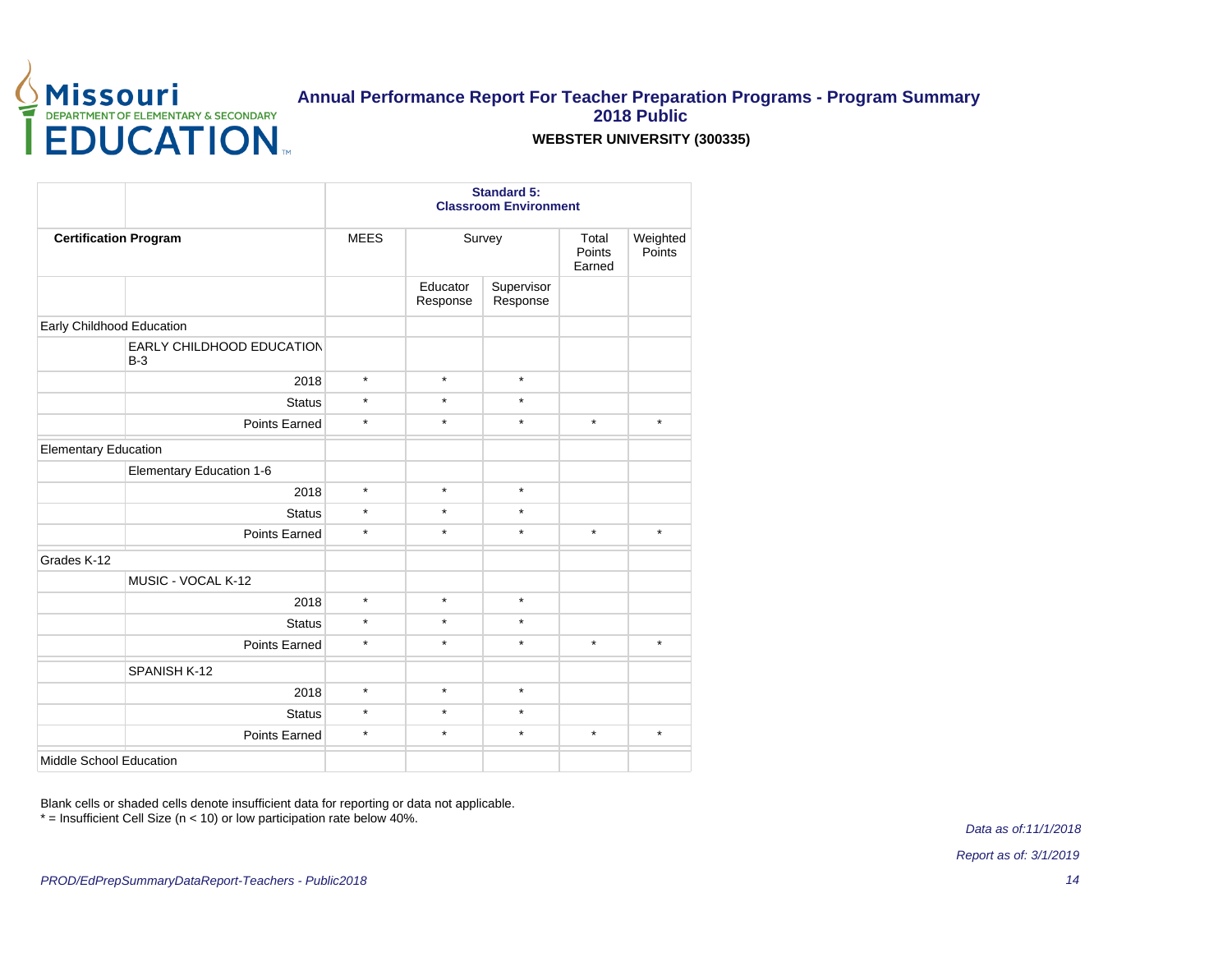# Annual Performance Report For Teacher Preparation Programs - Program Summary
## 2018 Public
### WEBSTER UNIVERSITY (300335)

| | | Standard 5: Classroom Environment | | | | |
|---|---|---|---|---|---|---|
| **Certification Program** | | MEES | Survey | | Total Points Earned | Weighted Points |
| | | | Educator Response | Supervisor Response | | |
| Early Childhood Education | | | | | | |
| | EARLY CHILDHOOD EDUCATION B-3 | | | | | |
| | 2018 | * | * | * | | |
| | Status | * | * | * | | |
| | Points Earned | * | * | * | * | * |
| Elementary Education | | | | | | |
| | Elementary Education 1-6 | | | | | |
| | 2018 | * | * | * | | |
| | Status | * | * | * | | |
| | Points Earned | * | * | * | * | * |
| Grades K-12 | | | | | | |
| | MUSIC - VOCAL K-12 | | | | | |
| | 2018 | * | * | * | | |
| | Status | * | * | * | | |
| | Points Earned | * | * | * | * | * |
| | SPANISH K-12 | | | | | |
| | 2018 | * | * | * | | |
| | Status | * | * | * | | |
| | Points Earned | * | * | * | * | * |
| Middle School Education | | | | | | |

Blank cells or shaded cells denote insufficient data for reporting or data not applicable.
* = Insufficient Cell Size (n < 10) or low participation rate below 40%.

*Data as of:11/1/2018*

*Report as of: 3/1/2019*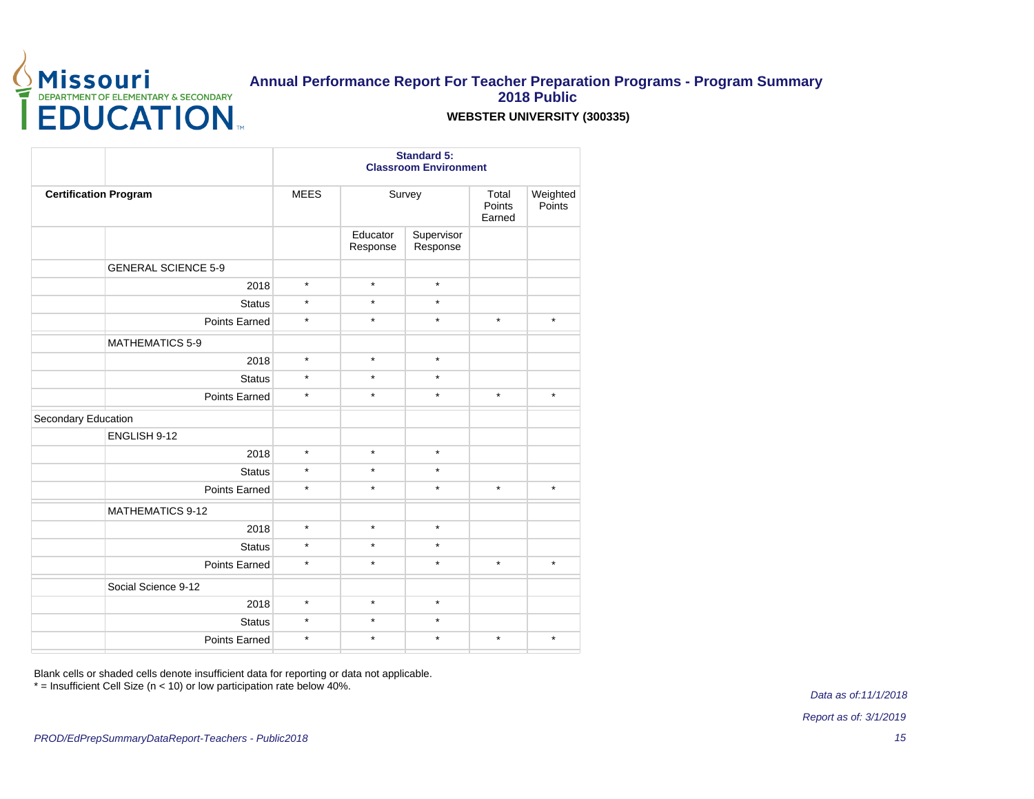# Annual Performance Report For Teacher Preparation Programs - Program Summary
## 2018 Public
### WEBSTER UNIVERSITY (300335)

| | | Standard 5: Classroom Environment | | | | |
|---|---|---|---|---|---|---|
| **Certification Program** | | MEES | Survey | | Total Points Earned | Weighted Points |
| | | | Educator Response | Supervisor Response | | |
| | GENERAL SCIENCE 5-9 | | | | | |
| | 2018 | * | * | * | | |
| | Status | * | * | * | | |
| | Points Earned | * | * | * | * | * |
| | MATHEMATICS 5-9 | | | | | |
| | 2018 | * | * | * | | |
| | Status | * | * | * | | |
| | Points Earned | * | * | * | * | * |
| Secondary Education | | | | | | |
| | ENGLISH 9-12 | | | | | |
| | 2018 | * | * | * | | |
| | Status | * | * | * | | |
| | Points Earned | * | * | * | * | * |
| | MATHEMATICS 9-12 | | | | | |
| | 2018 | * | * | * | | |
| | Status | * | * | * | | |
| | Points Earned | * | * | * | * | * |
| | Social Science 9-12 | | | | | |
| | 2018 | * | * | * | | |
| | Status | * | * | * | | |
| | Points Earned | * | * | * | * | * |

Blank cells or shaded cells denote insufficient data for reporting or data not applicable.
* = Insufficient Cell Size (n < 10) or low participation rate below 40%.

*Data as of:11/1/2018*

*Report as of: 3/1/2019*

*PROD/EdPrepSummaryDataReport-Teachers - Public2018*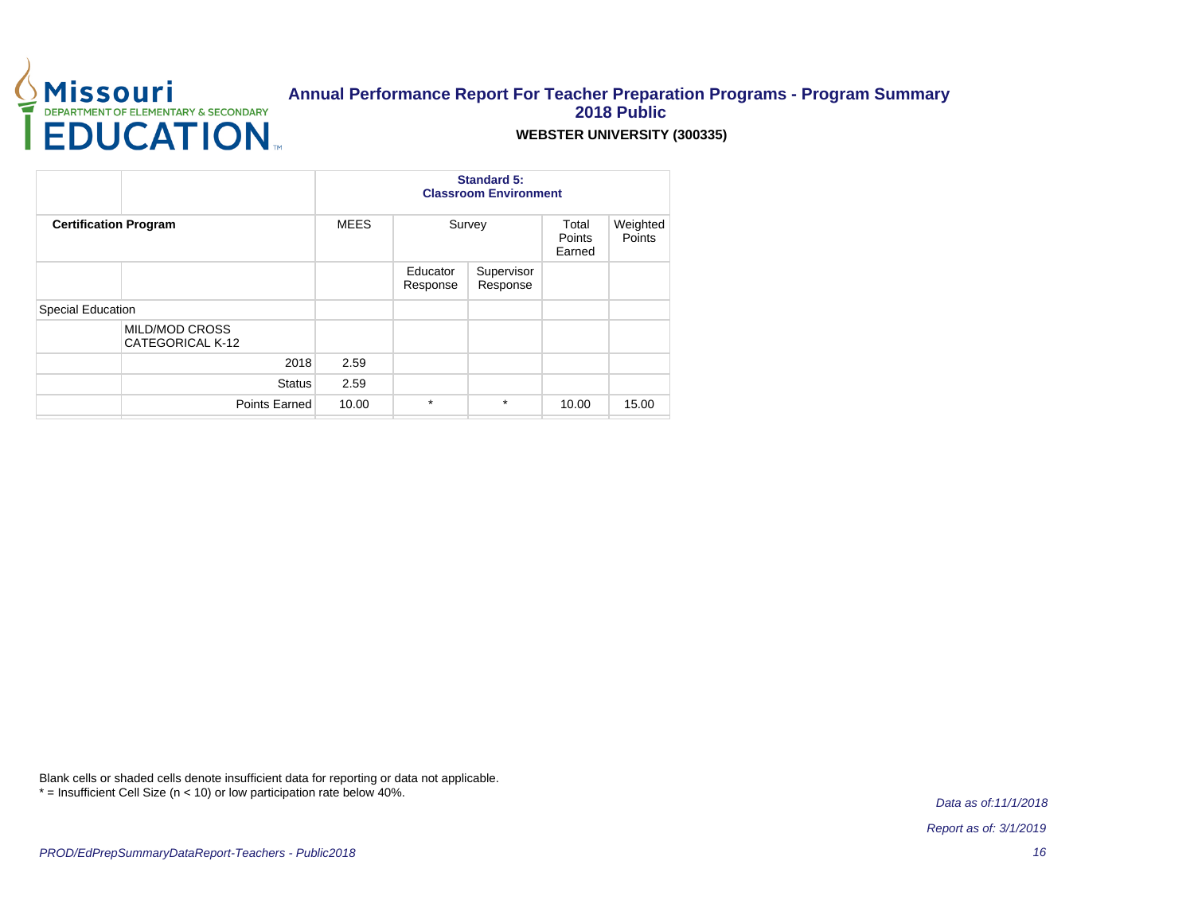# Annual Performance Report For Teacher Preparation Programs - Program Summary

## 2018 Public

**WEBSTER UNIVERSITY (300335)**

| | | **Standard 5: Classroom Environment** | | | | |
|---|---|---|---|---|---|---|
| **Certification Program** | | MEES | Survey | | Total Points Earned | Weighted Points |
| | | | Educator Response | Supervisor Response | | |
| Special Education | | | | | | |
| | MILD/MOD CROSS CATEGORICAL K-12 | | | | | |
| | 2018 | 2.59 | | | | |
| | Status | 2.59 | | | | |
| | Points Earned | 10.00 | * | * | 10.00 | 15.00 |

Blank cells or shaded cells denote insufficient data for reporting or data not applicable.
* = Insufficient Cell Size (n < 10) or low participation rate below 40%.

*Data as of:11/1/2018*

*Report as of: 3/1/2019*

*PROD/EdPrepSummaryDataReport-Teachers - Public2018*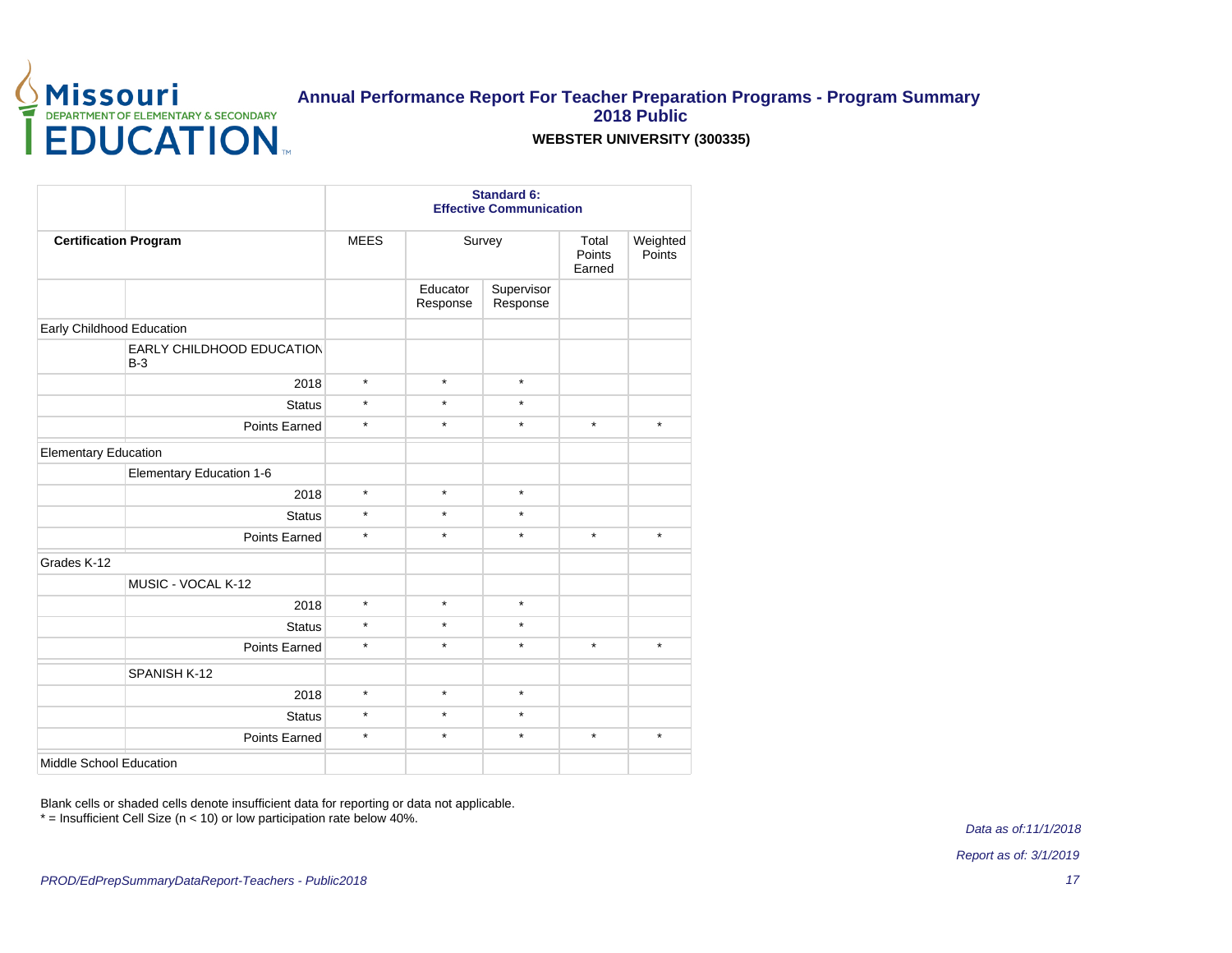# Annual Performance Report For Teacher Preparation Programs - Program Summary
## 2018 Public
### WEBSTER UNIVERSITY (300335)

| | | Standard 6: Effective Communication | | | | |
|---|---|---|---|---|---|---|
| **Certification Program** | | MEES | Survey | | Total Points Earned | Weighted Points |
| | | | Educator Response | Supervisor Response | | |
| Early Childhood Education | | | | | | |
| | EARLY CHILDHOOD EDUCATION B-3 | | | | | |
| | 2018 | * | * | * | | |
| | Status | * | * | * | | |
| | Points Earned | * | * | * | * | * |
| Elementary Education | | | | | | |
| | Elementary Education 1-6 | | | | | |
| | 2018 | * | * | * | | |
| | Status | * | * | * | | |
| | Points Earned | * | * | * | * | * |
| Grades K-12 | | | | | | |
| | MUSIC - VOCAL K-12 | | | | | |
| | 2018 | * | * | * | | |
| | Status | * | * | * | | |
| | Points Earned | * | * | * | * | * |
| | SPANISH K-12 | | | | | |
| | 2018 | * | * | * | | |
| | Status | * | * | * | | |
| | Points Earned | * | * | * | * | * |
| Middle School Education | | | | | | |

Blank cells or shaded cells denote insufficient data for reporting or data not applicable.
* = Insufficient Cell Size (n < 10) or low participation rate below 40%.

*Data as of:11/1/2018*

*Report as of: 3/1/2019*

*PROD/EdPrepSummaryDataReport-Teachers - Public2018*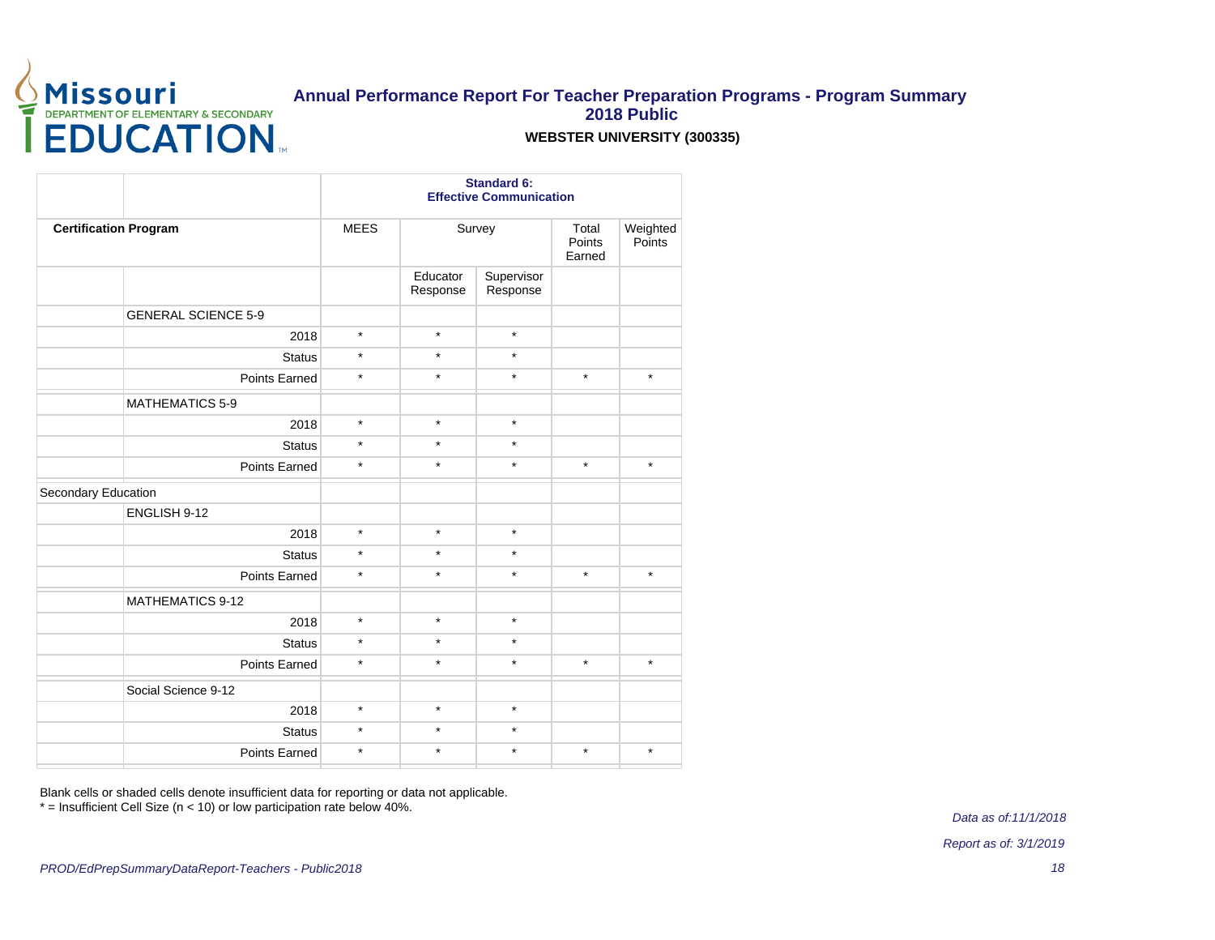# Annual Performance Report For Teacher Preparation Programs - Program Summary
## 2018 Public
### WEBSTER UNIVERSITY (300335)

| | | Standard 6: Effective Communication | | | | |
|---|---|---|---|---|---|---|
| **Certification Program** | | MEES | Survey | | Total Points Earned | Weighted Points |
| | | | Educator Response | Supervisor Response | | |
| | GENERAL SCIENCE 5-9 | | | | | |
| | 2018 | * | * | * | | |
| | Status | * | * | * | | |
| | Points Earned | * | * | * | * | * |
| | MATHEMATICS 5-9 | | | | | |
| | 2018 | * | * | * | | |
| | Status | * | * | * | | |
| | Points Earned | * | * | * | * | * |
| Secondary Education | | | | | | |
| | ENGLISH 9-12 | | | | | |
| | 2018 | * | * | * | | |
| | Status | * | * | * | | |
| | Points Earned | * | * | * | * | * |
| | MATHEMATICS 9-12 | | | | | |
| | 2018 | * | * | * | | |
| | Status | * | * | * | | |
| | Points Earned | * | * | * | * | * |
| | Social Science 9-12 | | | | | |
| | 2018 | * | * | * | | |
| | Status | * | * | * | | |
| | Points Earned | * | * | * | * | * |

Blank cells or shaded cells denote insufficient data for reporting or data not applicable.
* = Insufficient Cell Size (n < 10) or low participation rate below 40%.

*Data as of:11/1/2018*

*Report as of: 3/1/2019*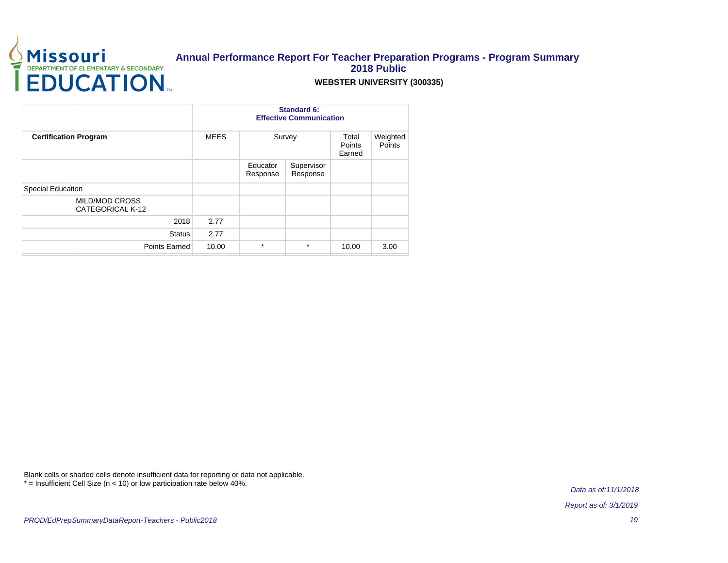# Annual Performance Report For Teacher Preparation Programs - Program Summary

## 2018 Public

### WEBSTER UNIVERSITY (300335)

| | | Standard 6: Effective Communication | | | | |
|---|---|---|---|---|---|---|
| **Certification Program** | | MEES | Survey | | Total Points Earned | Weighted Points |
| | | | Educator Response | Supervisor Response | | |
| Special Education | | | | | | |
| | MILD/MOD CROSS CATEGORICAL K-12 | | | | | |
| | 2018 | 2.77 | | | | |
| | Status | 2.77 | | | | |
| | Points Earned | 10.00 | * | * | 10.00 | 3.00 |

Blank cells or shaded cells denote insufficient data for reporting or data not applicable.
* = Insufficient Cell Size (n < 10) or low participation rate below 40%.

*Data as of:11/1/2018*

*Report as of: 3/1/2019*

*PROD/EdPrepSummaryDataReport-Teachers - Public2018*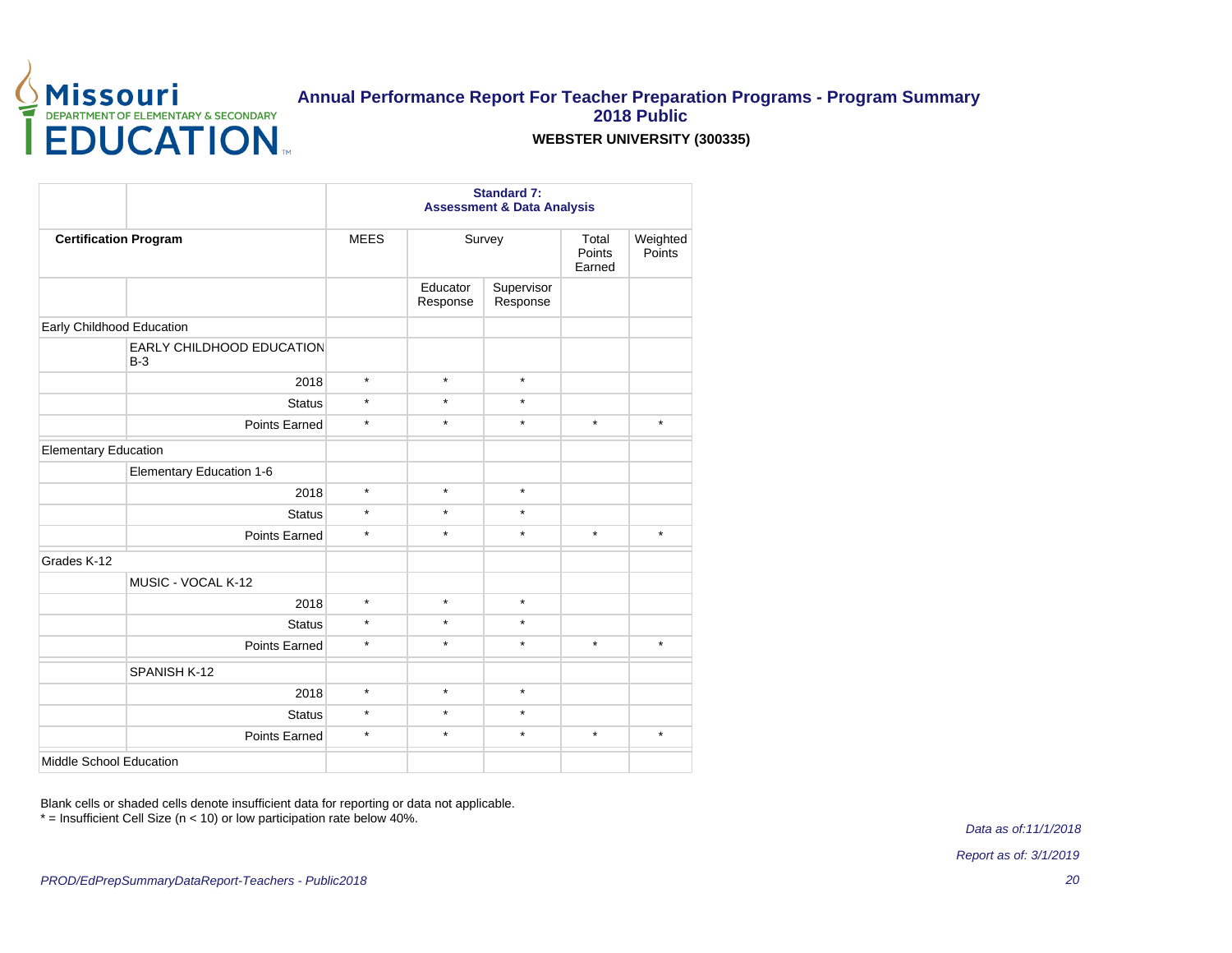# Annual Performance Report For Teacher Preparation Programs - Program Summary
## 2018 Public
### WEBSTER UNIVERSITY (300335)

| | | Standard 7: Assessment & Data Analysis | | | | |
|---|---|---|---|---|---|---|
| **Certification Program** | | MEES | Survey | | Total Points Earned | Weighted Points |
| | | | Educator Response | Supervisor Response | | |
| Early Childhood Education | | | | | | |
| | EARLY CHILDHOOD EDUCATION B-3 | | | | | |
| | 2018 | * | * | * | | |
| | Status | * | * | * | | |
| | Points Earned | * | * | * | * | * |
| Elementary Education | | | | | | |
| | Elementary Education 1-6 | | | | | |
| | 2018 | * | * | * | | |
| | Status | * | * | * | | |
| | Points Earned | * | * | * | * | * |
| Grades K-12 | | | | | | |
| | MUSIC - VOCAL K-12 | | | | | |
| | 2018 | * | * | * | | |
| | Status | * | * | * | | |
| | Points Earned | * | * | * | * | * |
| | SPANISH K-12 | | | | | |
| | 2018 | * | * | * | | |
| | Status | * | * | * | | |
| | Points Earned | * | * | * | * | * |
| Middle School Education | | | | | | |

Blank cells or shaded cells denote insufficient data for reporting or data not applicable.
* = Insufficient Cell Size (n < 10) or low participation rate below 40%.

*Data as of:11/1/2018*

*Report as of: 3/1/2019*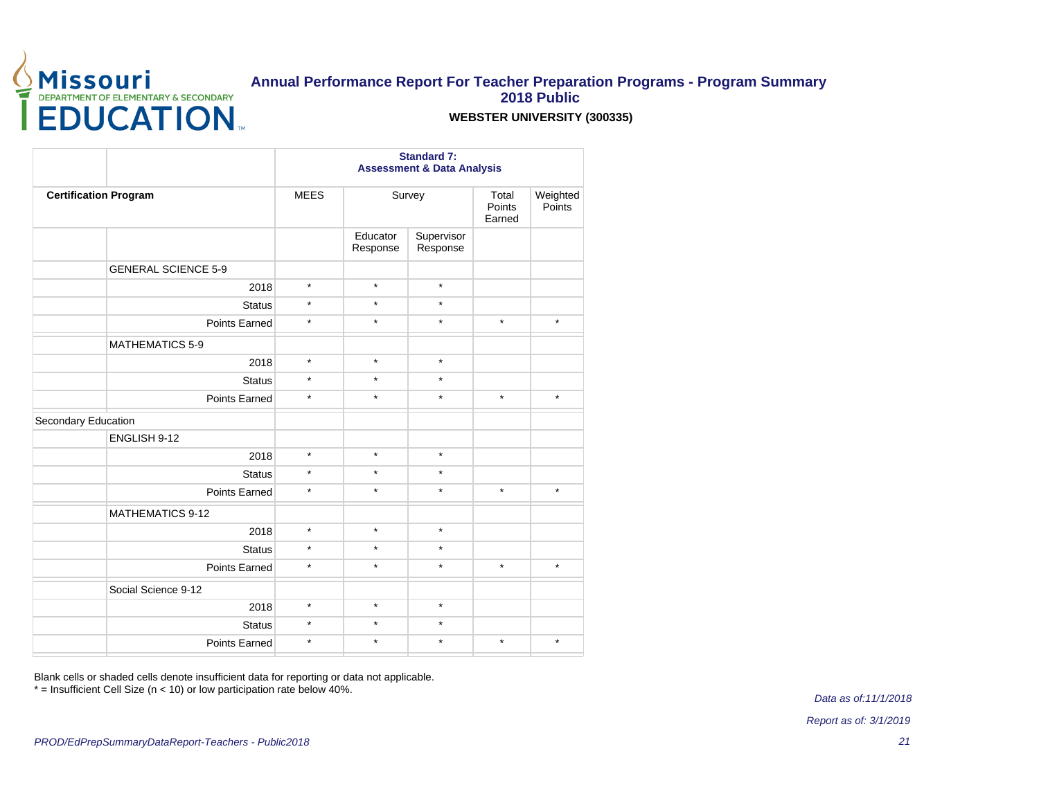# Annual Performance Report For Teacher Preparation Programs - Program Summary
## 2018 Public
### WEBSTER UNIVERSITY (300335)

| | | Standard 7: Assessment & Data Analysis | | | | |
|---|---|---|---|---|---|---|
| **Certification Program** | | MEES | Survey | | Total Points Earned | Weighted Points |
| | | | Educator Response | Supervisor Response | | |
| | GENERAL SCIENCE 5-9 | | | | | |
| | 2018 | * | * | * | | |
| | Status | * | * | * | | |
| | Points Earned | * | * | * | * | * |
| | MATHEMATICS 5-9 | | | | | |
| | 2018 | * | * | * | | |
| | Status | * | * | * | | |
| | Points Earned | * | * | * | * | * |
| Secondary Education | | | | | | |
| | ENGLISH 9-12 | | | | | |
| | 2018 | * | * | * | | |
| | Status | * | * | * | | |
| | Points Earned | * | * | * | * | * |
| | MATHEMATICS 9-12 | | | | | |
| | 2018 | * | * | * | | |
| | Status | * | * | * | | |
| | Points Earned | * | * | * | * | * |
| | Social Science 9-12 | | | | | |
| | 2018 | * | * | * | | |
| | Status | * | * | * | | |
| | Points Earned | * | * | * | * | * |

Blank cells or shaded cells denote insufficient data for reporting or data not applicable.
* = Insufficient Cell Size (n < 10) or low participation rate below 40%.

*Data as of:11/1/2018*

*Report as of: 3/1/2019*

*PROD/EdPrepSummaryDataReport-Teachers - Public2018*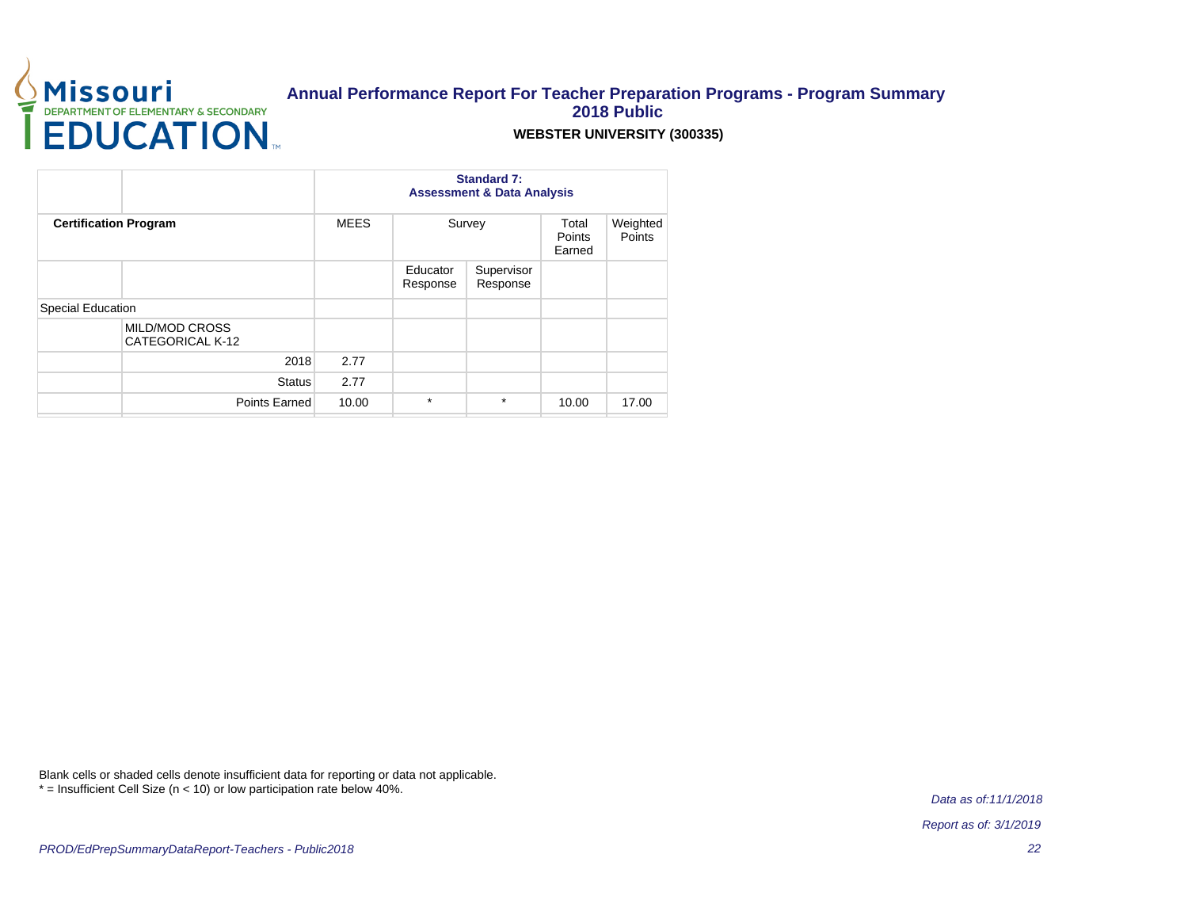# Annual Performance Report For Teacher Preparation Programs - Program Summary 2018 Public

**WEBSTER UNIVERSITY (300335)**

| | | Standard 7: Assessment & Data Analysis | | | | |
|---|---|---|---|---|---|---|
| **Certification Program** | | MEES | Survey | | Total Points Earned | Weighted Points |
| | | | Educator Response | Supervisor Response | | |
| Special Education | | | | | | |
| | MILD/MOD CROSS CATEGORICAL K-12 | | | | | |
| | 2018 | 2.77 | | | | |
| | Status | 2.77 | | | | |
| | Points Earned | 10.00 | * | * | 10.00 | 17.00 |

Blank cells or shaded cells denote insufficient data for reporting or data not applicable.
* = Insufficient Cell Size (n < 10) or low participation rate below 40%.

*Data as of:11/1/2018*

*Report as of: 3/1/2019*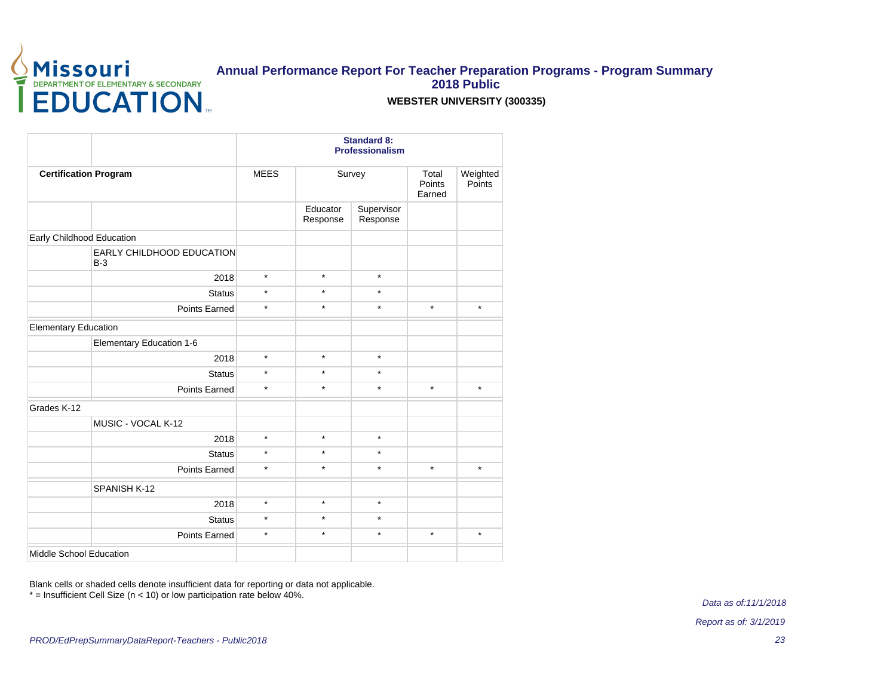# Annual Performance Report For Teacher Preparation Programs - Program Summary
## 2018 Public

**WEBSTER UNIVERSITY (300335)**

| | | **Standard 8: Professionalism** | | | | |
|---|---|---|---|---|---|---|
| **Certification Program** | | MEES | Survey | | Total Points Earned | Weighted Points |
| | | | Educator Response | Supervisor Response | | |
| Early Childhood Education | | | | | | |
| | EARLY CHILDHOOD EDUCATION B-3 | | | | | |
| | 2018 | * | * | * | | |
| | Status | * | * | * | | |
| | Points Earned | * | * | * | * | * |
| Elementary Education | | | | | | |
| | Elementary Education 1-6 | | | | | |
| | 2018 | * | * | * | | |
| | Status | * | * | * | | |
| | Points Earned | * | * | * | * | * |
| Grades K-12 | | | | | | |
| | MUSIC - VOCAL K-12 | | | | | |
| | 2018 | * | * | * | | |
| | Status | * | * | * | | |
| | Points Earned | * | * | * | * | * |
| | SPANISH K-12 | | | | | |
| | 2018 | * | * | * | | |
| | Status | * | * | * | | |
| | Points Earned | * | * | * | * | * |
| Middle School Education | | | | | | |

Blank cells or shaded cells denote insufficient data for reporting or data not applicable.
* = Insufficient Cell Size (n < 10) or low participation rate below 40%.

*Data as of:11/1/2018*

*Report as of: 3/1/2019*

*PROD/EdPrepSummaryDataReport-Teachers - Public2018*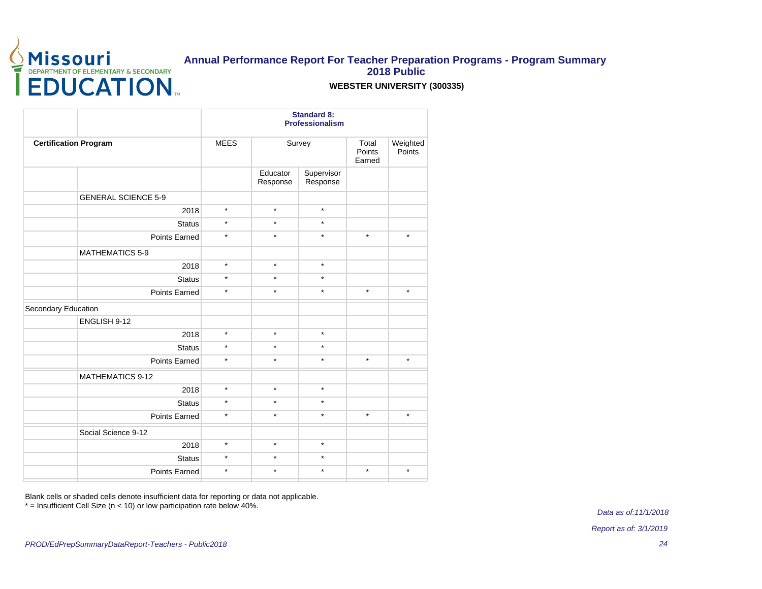# Annual Performance Report For Teacher Preparation Programs - Program Summary

## 2018 Public

### WEBSTER UNIVERSITY (300335)

| | | Standard 8: Professionalism | | | | |
|---|---|---|---|---|---|---|
| **Certification Program** | | MEES | Survey | | Total Points Earned | Weighted Points |
| | | | Educator Response | Supervisor Response | | |
| | GENERAL SCIENCE 5-9 | | | | | |
| | 2018 | * | * | * | | |
| | Status | * | * | * | | |
| | Points Earned | * | * | * | * | * |
| | MATHEMATICS 5-9 | | | | | |
| | 2018 | * | * | * | | |
| | Status | * | * | * | | |
| | Points Earned | * | * | * | * | * |
| Secondary Education | | | | | | |
| | ENGLISH 9-12 | | | | | |
| | 2018 | * | * | * | | |
| | Status | * | * | * | | |
| | Points Earned | * | * | * | * | * |
| | MATHEMATICS 9-12 | | | | | |
| | 2018 | * | * | * | | |
| | Status | * | * | * | | |
| | Points Earned | * | * | * | * | * |
| | Social Science 9-12 | | | | | |
| | 2018 | * | * | * | | |
| | Status | * | * | * | | |
| | Points Earned | * | * | * | * | * |

Blank cells or shaded cells denote insufficient data for reporting or data not applicable.
* = Insufficient Cell Size (n < 10) or low participation rate below 40%.

*Data as of:11/1/2018*

*Report as of: 3/1/2019*

*PROD/EdPrepSummaryDataReport-Teachers - Public2018*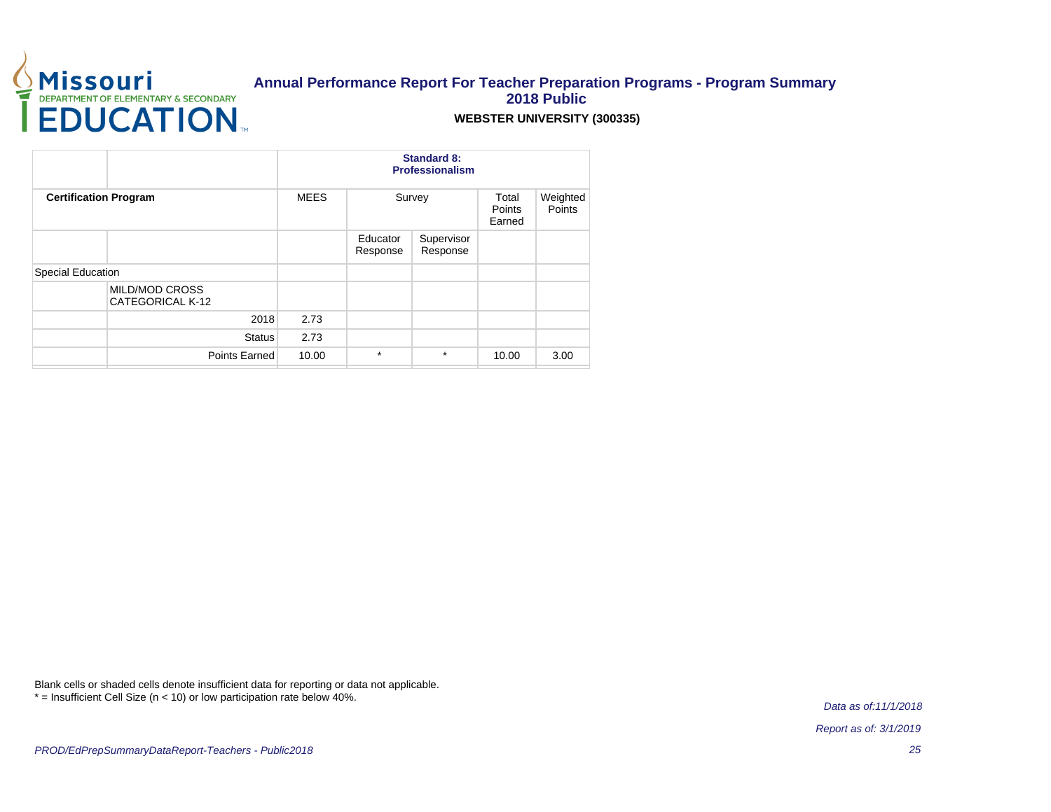# Annual Performance Report For Teacher Preparation Programs - Program Summary

## 2018 Public

### WEBSTER UNIVERSITY (300335)

| | | Standard 8: Professionalism | | | | |
|---|---|---|---|---|---|---|
| **Certification Program** | | MEES | Survey | | Total Points Earned | Weighted Points |
| | | | Educator Response | Supervisor Response | | |
| Special Education | | | | | | |
| | MILD/MOD CROSS CATEGORICAL K-12 | | | | | |
| | 2018 | 2.73 | | | | |
| | Status | 2.73 | | | | |
| | Points Earned | 10.00 | * | * | 10.00 | 3.00 |

Blank cells or shaded cells denote insufficient data for reporting or data not applicable.
* = Insufficient Cell Size (n < 10) or low participation rate below 40%.

*Data as of:11/1/2018*

*Report as of: 3/1/2019*

*PROD/EdPrepSummaryDataReport-Teachers - Public2018*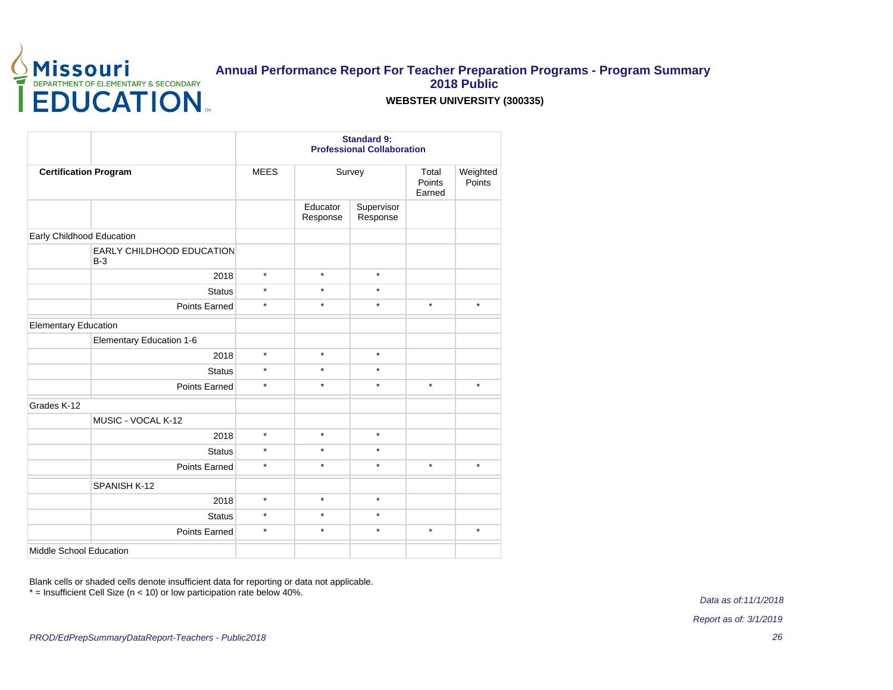# Annual Performance Report For Teacher Preparation Programs - Program Summary
## 2018 Public
### WEBSTER UNIVERSITY (300335)

| | | Standard 9: Professional Collaboration | | | | |
|---|---|---|---|---|---|---|
| **Certification Program** | | MEES | Survey | | Total Points Earned | Weighted Points |
| | | | Educator Response | Supervisor Response | | |
| Early Childhood Education | | | | | | |
| | EARLY CHILDHOOD EDUCATION B-3 | | | | | |
| | 2018 | * | * | * | | |
| | Status | * | * | * | | |
| | Points Earned | * | * | * | * | * |
| Elementary Education | | | | | | |
| | Elementary Education 1-6 | | | | | |
| | 2018 | * | * | * | | |
| | Status | * | * | * | | |
| | Points Earned | * | * | * | * | * |
| Grades K-12 | | | | | | |
| | MUSIC - VOCAL K-12 | | | | | |
| | 2018 | * | * | * | | |
| | Status | * | * | * | | |
| | Points Earned | * | * | * | * | * |
| | SPANISH K-12 | | | | | |
| | 2018 | * | * | * | | |
| | Status | * | * | * | | |
| | Points Earned | * | * | * | * | * |
| Middle School Education | | | | | | |

Blank cells or shaded cells denote insufficient data for reporting or data not applicable.
* = Insufficient Cell Size (n < 10) or low participation rate below 40%.

*Data as of:11/1/2018*

*Report as of: 3/1/2019*

*PROD/EdPrepSummaryDataReport-Teachers - Public2018*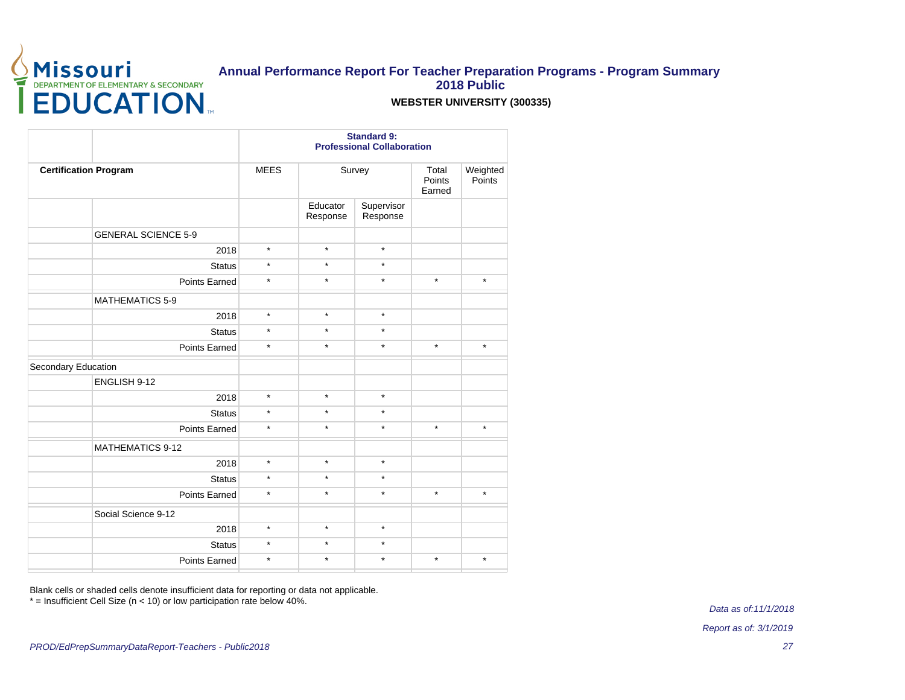# Annual Performance Report For Teacher Preparation Programs - Program Summary
## 2018 Public
### WEBSTER UNIVERSITY (300335)

| | | Standard 9: Professional Collaboration | | | | |
|---|---|---|---|---|---|---|
| **Certification Program** | | MEES | Survey | | Total Points Earned | Weighted Points |
| | | | Educator Response | Supervisor Response | | |
| | GENERAL SCIENCE 5-9 | | | | | |
| | 2018 | * | * | * | | |
| | Status | * | * | * | | |
| | Points Earned | * | * | * | * | * |
| | MATHEMATICS 5-9 | | | | | |
| | 2018 | * | * | * | | |
| | Status | * | * | * | | |
| | Points Earned | * | * | * | * | * |
| Secondary Education | | | | | | |
| | ENGLISH 9-12 | | | | | |
| | 2018 | * | * | * | | |
| | Status | * | * | * | | |
| | Points Earned | * | * | * | * | * |
| | MATHEMATICS 9-12 | | | | | |
| | 2018 | * | * | * | | |
| | Status | * | * | * | | |
| | Points Earned | * | * | * | * | * |
| | Social Science 9-12 | | | | | |
| | 2018 | * | * | * | | |
| | Status | * | * | * | | |
| | Points Earned | * | * | * | * | * |

Blank cells or shaded cells denote insufficient data for reporting or data not applicable.
* = Insufficient Cell Size (n < 10) or low participation rate below 40%.

*Data as of:11/1/2018*

*Report as of: 3/1/2019*

*PROD/EdPrepSummaryDataReport-Teachers - Public2018*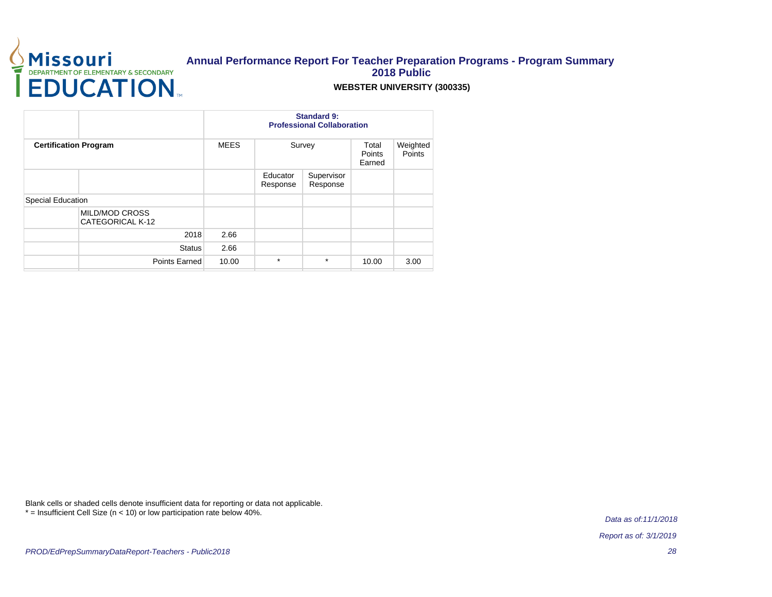# Annual Performance Report For Teacher Preparation Programs - Program Summary
## 2018 Public

**WEBSTER UNIVERSITY (300335)**

| | | Standard 9: Professional Collaboration | | | | |
|---|---|---|---|---|---|---|
| **Certification Program** | | MEES | Survey | | Total Points Earned | Weighted Points |
| | | | Educator Response | Supervisor Response | | |
| Special Education | | | | | | |
| | MILD/MOD CROSS CATEGORICAL K-12 | | | | | |
| | 2018 | 2.66 | | | | |
| | Status | 2.66 | | | | |
| | Points Earned | 10.00 | * | * | 10.00 | 3.00 |

Blank cells or shaded cells denote insufficient data for reporting or data not applicable.
* = Insufficient Cell Size (n < 10) or low participation rate below 40%.

*Data as of:11/1/2018*

*Report as of: 3/1/2019*

*PROD/EdPrepSummaryDataReport-Teachers - Public2018*